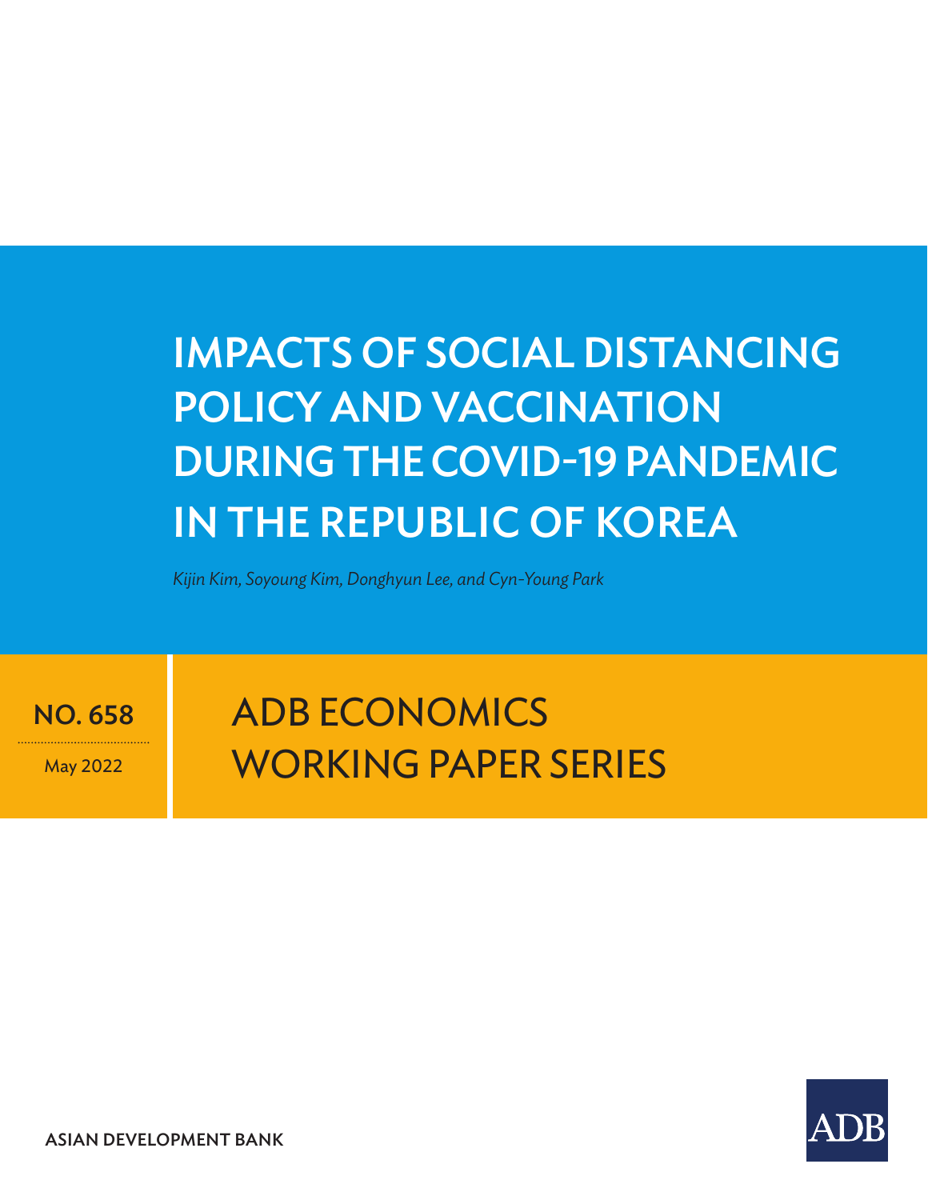# IMPACTS OF SOCIAL DISTANCING POLICY AND VACCINATION DURING THE COVID-19 PANDEMIC IN THE REPUBLIC OF KOREA

*Kijin Kim, Soyoung Kim, Donghyun Lee, and Cyn-Young Park*

**NO. 658**

May 2022

ADB ECONOMICS WORKING PAPER SERIES

**ASIAN DEVELOPMENT BANK**

ADB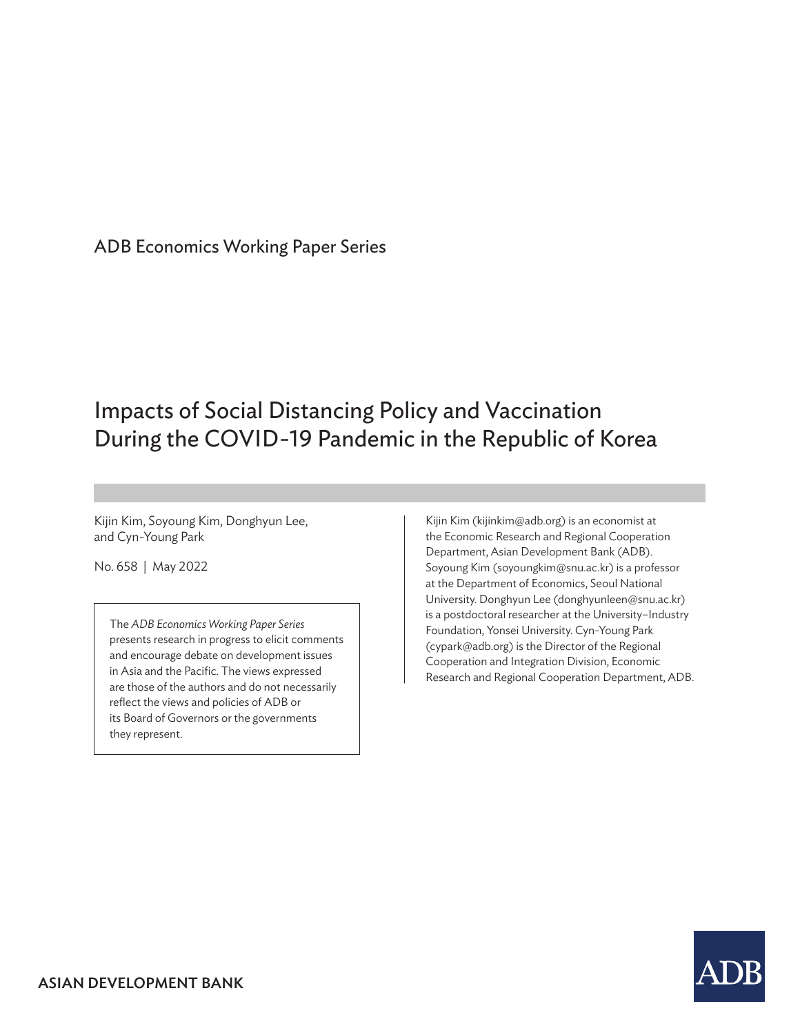ADB Economics Working Paper Series

# Impacts of Social Distancing Policy and Vaccination During the COVID-19 Pandemic in the Republic of Korea

Kijin Kim, Soyoung Kim, Donghyun Lee, and Cyn-Young Park

No. 658 | May 2022

The *ADB Economics Working Paper Series* presents research in progress to elicit comments and encourage debate on development issues in Asia and the Pacific. The views expressed are those of the authors and do not necessarily reflect the views and policies of ADB or its Board of Governors or the governments they represent.

Kijin Kim (kijinkim@adb.org) is an economist at the Economic Research and Regional Cooperation Department, Asian Development Bank (ADB). Soyoung Kim (soyoungkim@snu.ac.kr) is a professor at the Department of Economics, Seoul National University. Donghyun Lee (donghyunleen@snu.ac.kr) is a postdoctoral researcher at the University–Industry Foundation, Yonsei University. Cyn-Young Park (cypark@adb.org) is the Director of the Regional Cooperation and Integration Division, Economic Research and Regional Cooperation Department, ADB.

ASIAN DEVELOPMENT BANK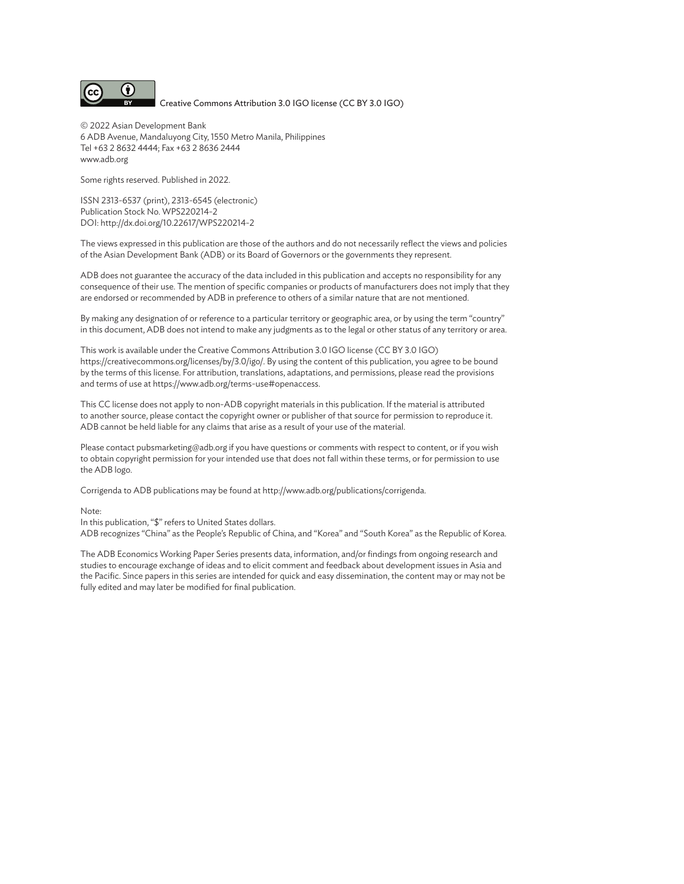Creative Commons Attribution 3.0 IGO license (CC BY 3.0 IGO)

© 2022 Asian Development Bank
6 ADB Avenue, Mandaluyong City, 1550 Metro Manila, Philippines
Tel +63 2 8632 4444; Fax +63 2 8636 2444
www.adb.org

Some rights reserved. Published in 2022.

ISSN 2313-6537 (print), 2313-6545 (electronic)
Publication Stock No. WPS220214-2
DOI: http://dx.doi.org/10.22617/WPS220214-2

The views expressed in this publication are those of the authors and do not necessarily reflect the views and policies of the Asian Development Bank (ADB) or its Board of Governors or the governments they represent.

ADB does not guarantee the accuracy of the data included in this publication and accepts no responsibility for any consequence of their use. The mention of specific companies or products of manufacturers does not imply that they are endorsed or recommended by ADB in preference to others of a similar nature that are not mentioned.

By making any designation of or reference to a particular territory or geographic area, or by using the term "country" in this document, ADB does not intend to make any judgments as to the legal or other status of any territory or area.

This work is available under the Creative Commons Attribution 3.0 IGO license (CC BY 3.0 IGO) https://creativecommons.org/licenses/by/3.0/igo/. By using the content of this publication, you agree to be bound by the terms of this license. For attribution, translations, adaptations, and permissions, please read the provisions and terms of use at https://www.adb.org/terms-use#openaccess.

This CC license does not apply to non-ADB copyright materials in this publication. If the material is attributed to another source, please contact the copyright owner or publisher of that source for permission to reproduce it. ADB cannot be held liable for any claims that arise as a result of your use of the material.

Please contact pubsmarketing@adb.org if you have questions or comments with respect to content, or if you wish to obtain copyright permission for your intended use that does not fall within these terms, or for permission to use the ADB logo.

Corrigenda to ADB publications may be found at http://www.adb.org/publications/corrigenda.

Note:
In this publication, "$" refers to United States dollars.
ADB recognizes "China" as the People's Republic of China, and "Korea" and "South Korea" as the Republic of Korea.

The ADB Economics Working Paper Series presents data, information, and/or findings from ongoing research and studies to encourage exchange of ideas and to elicit comment and feedback about development issues in Asia and the Pacific. Since papers in this series are intended for quick and easy dissemination, the content may or may not be fully edited and may later be modified for final publication.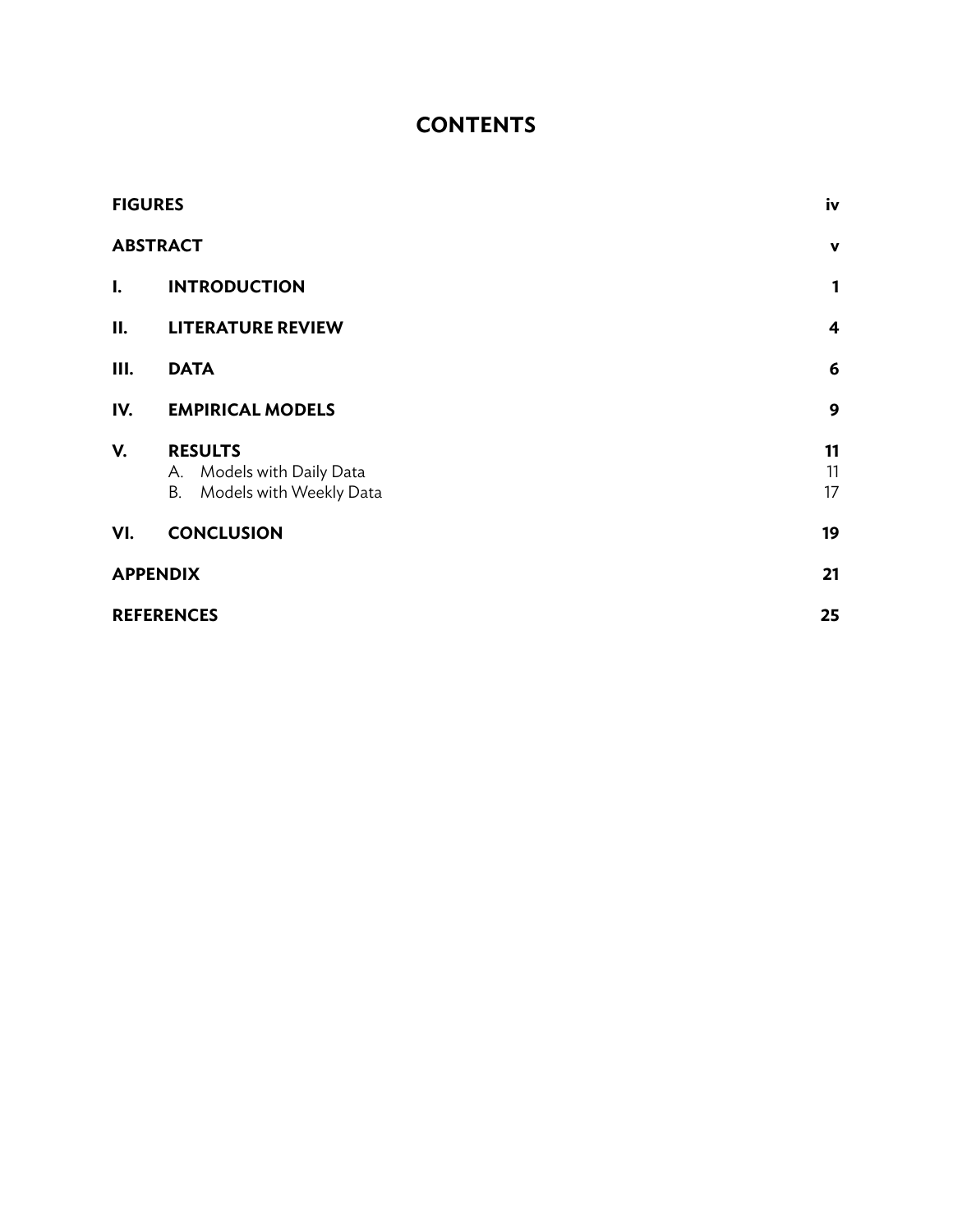# CONTENTS

| | | |
|---|---|---|
| **FIGURES** | | **iv** |
| **ABSTRACT** | | **v** |
| **I.** | **INTRODUCTION** | **1** |
| **II.** | **LITERATURE REVIEW** | **4** |
| **III.** | **DATA** | **6** |
| **IV.** | **EMPIRICAL MODELS** | **9** |
| **V.** | **RESULTS** | **11** |
| | A. Models with Daily Data | 11 |
| | B. Models with Weekly Data | 17 |
| **VI.** | **CONCLUSION** | **19** |
| **APPENDIX** | | **21** |
| **REFERENCES** | | **25** |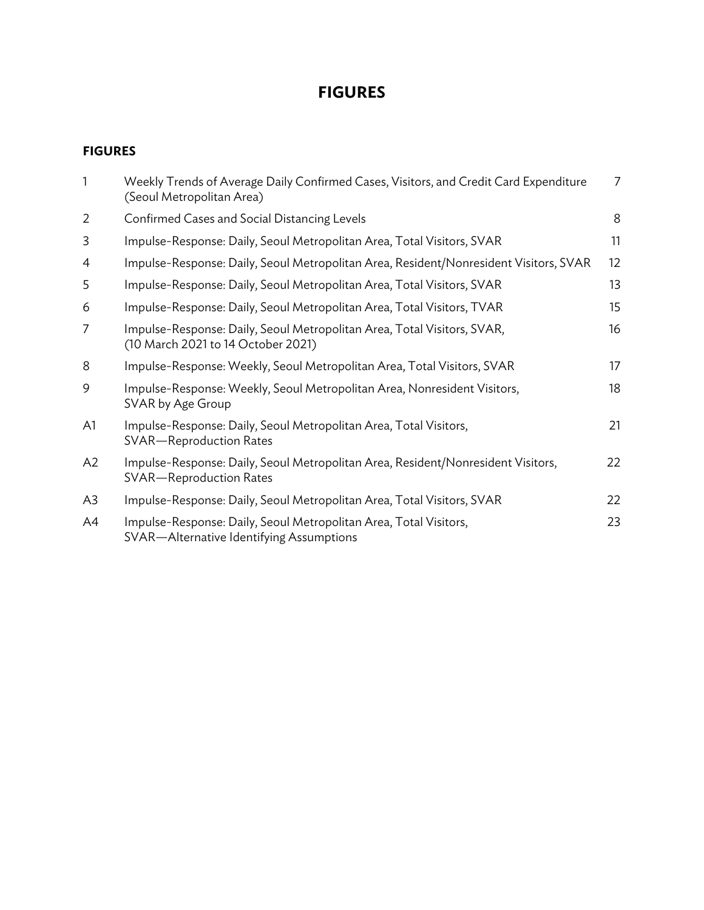# FIGURES

## FIGURES

| | | |
|---|---|---|
| 1 | Weekly Trends of Average Daily Confirmed Cases, Visitors, and Credit Card Expenditure (Seoul Metropolitan Area) | 7 |
| 2 | Confirmed Cases and Social Distancing Levels | 8 |
| 3 | Impulse-Response: Daily, Seoul Metropolitan Area, Total Visitors, SVAR | 11 |
| 4 | Impulse-Response: Daily, Seoul Metropolitan Area, Resident/Nonresident Visitors, SVAR | 12 |
| 5 | Impulse-Response: Daily, Seoul Metropolitan Area, Total Visitors, SVAR | 13 |
| 6 | Impulse-Response: Daily, Seoul Metropolitan Area, Total Visitors, TVAR | 15 |
| 7 | Impulse-Response: Daily, Seoul Metropolitan Area, Total Visitors, SVAR, (10 March 2021 to 14 October 2021) | 16 |
| 8 | Impulse-Response: Weekly, Seoul Metropolitan Area, Total Visitors, SVAR | 17 |
| 9 | Impulse-Response: Weekly, Seoul Metropolitan Area, Nonresident Visitors, SVAR by Age Group | 18 |
| A1 | Impulse-Response: Daily, Seoul Metropolitan Area, Total Visitors, SVAR—Reproduction Rates | 21 |
| A2 | Impulse-Response: Daily, Seoul Metropolitan Area, Resident/Nonresident Visitors, SVAR—Reproduction Rates | 22 |
| A3 | Impulse-Response: Daily, Seoul Metropolitan Area, Total Visitors, SVAR | 22 |
| A4 | Impulse-Response: Daily, Seoul Metropolitan Area, Total Visitors, SVAR—Alternative Identifying Assumptions | 23 |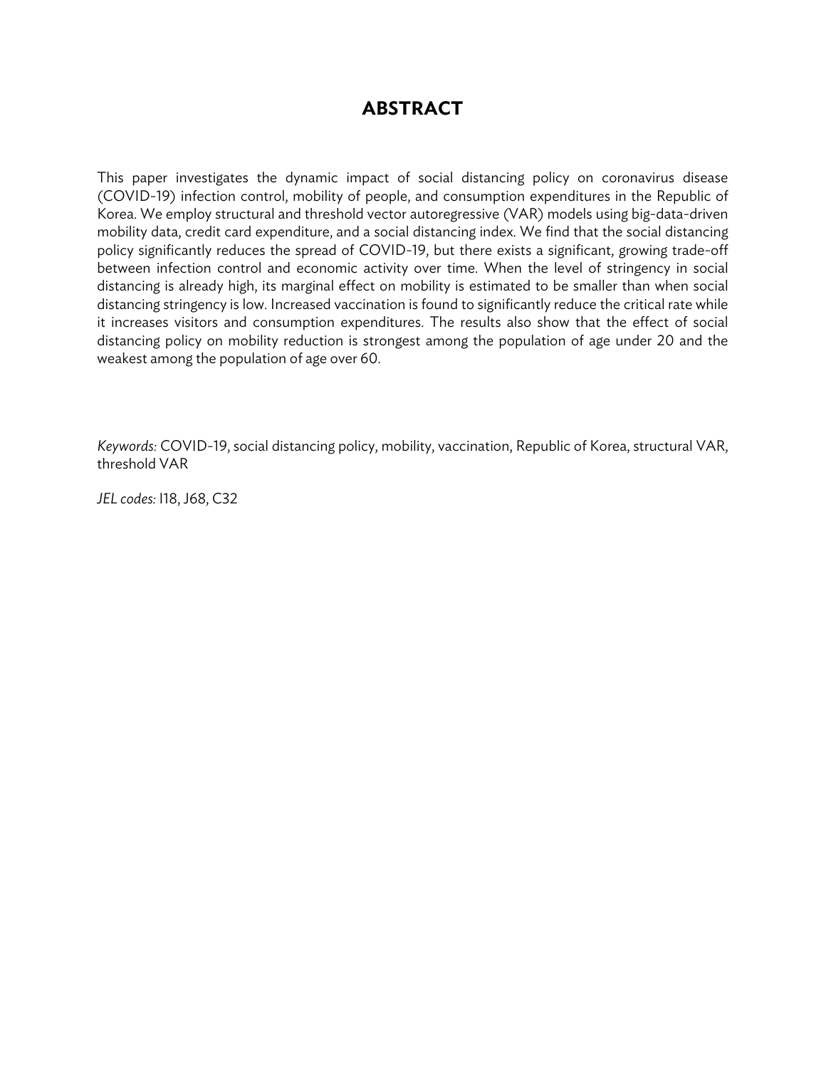# ABSTRACT

This paper investigates the dynamic impact of social distancing policy on coronavirus disease (COVID-19) infection control, mobility of people, and consumption expenditures in the Republic of Korea. We employ structural and threshold vector autoregressive (VAR) models using big-data-driven mobility data, credit card expenditure, and a social distancing index. We find that the social distancing policy significantly reduces the spread of COVID-19, but there exists a significant, growing trade-off between infection control and economic activity over time. When the level of stringency in social distancing is already high, its marginal effect on mobility is estimated to be smaller than when social distancing stringency is low. Increased vaccination is found to significantly reduce the critical rate while it increases visitors and consumption expenditures. The results also show that the effect of social distancing policy on mobility reduction is strongest among the population of age under 20 and the weakest among the population of age over 60.

*Keywords:* COVID-19, social distancing policy, mobility, vaccination, Republic of Korea, structural VAR, threshold VAR

*JEL codes:* I18, J68, C32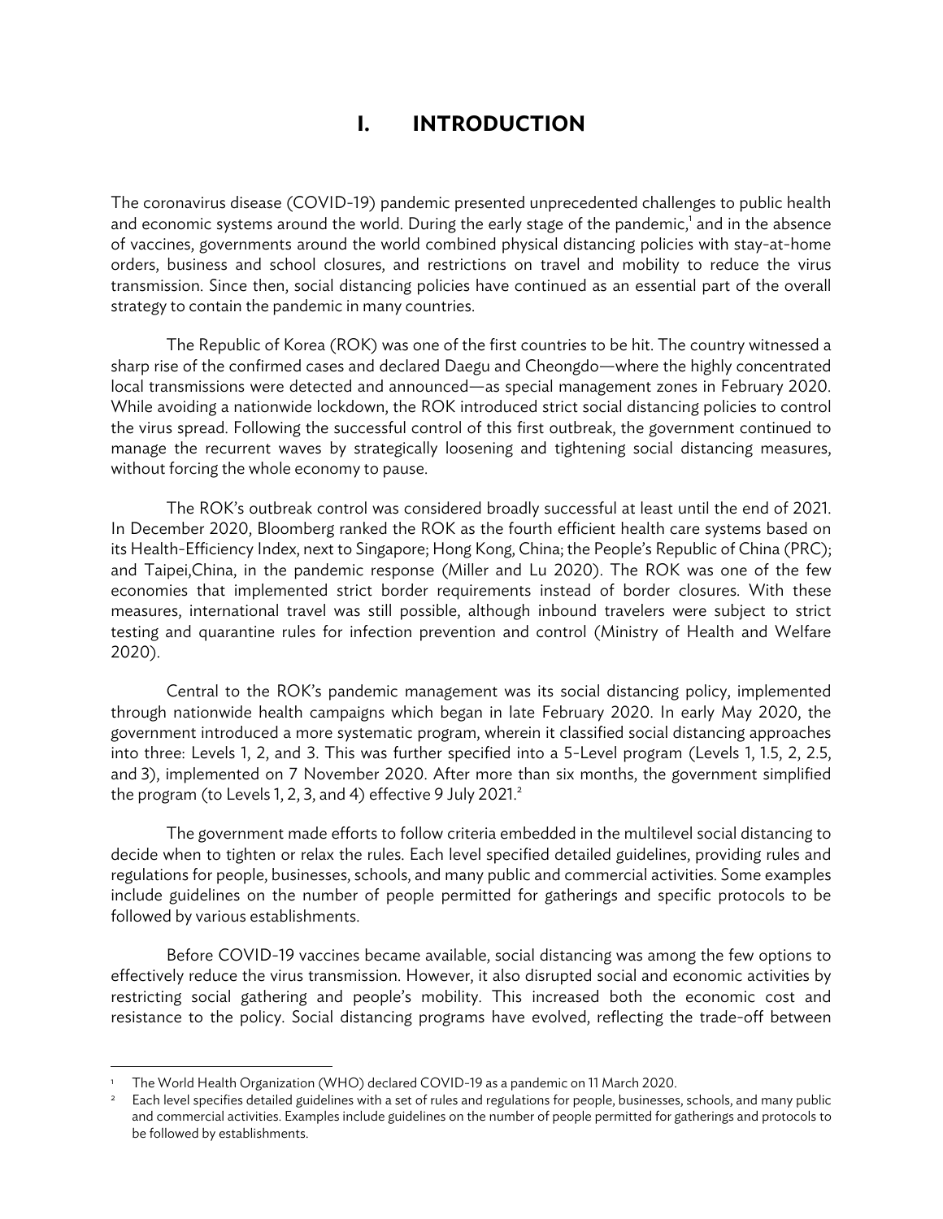# I. INTRODUCTION

The coronavirus disease (COVID-19) pandemic presented unprecedented challenges to public health and economic systems around the world. During the early stage of the pandemic,[1] and in the absence of vaccines, governments around the world combined physical distancing policies with stay-at-home orders, business and school closures, and restrictions on travel and mobility to reduce the virus transmission. Since then, social distancing policies have continued as an essential part of the overall strategy to contain the pandemic in many countries.

The Republic of Korea (ROK) was one of the first countries to be hit. The country witnessed a sharp rise of the confirmed cases and declared Daegu and Cheongdo—where the highly concentrated local transmissions were detected and announced—as special management zones in February 2020. While avoiding a nationwide lockdown, the ROK introduced strict social distancing policies to control the virus spread. Following the successful control of this first outbreak, the government continued to manage the recurrent waves by strategically loosening and tightening social distancing measures, without forcing the whole economy to pause.

The ROK's outbreak control was considered broadly successful at least until the end of 2021. In December 2020, Bloomberg ranked the ROK as the fourth efficient health care systems based on its Health-Efficiency Index, next to Singapore; Hong Kong, China; the People's Republic of China (PRC); and Taipei,China, in the pandemic response (Miller and Lu 2020). The ROK was one of the few economies that implemented strict border requirements instead of border closures. With these measures, international travel was still possible, although inbound travelers were subject to strict testing and quarantine rules for infection prevention and control (Ministry of Health and Welfare 2020).

Central to the ROK's pandemic management was its social distancing policy, implemented through nationwide health campaigns which began in late February 2020. In early May 2020, the government introduced a more systematic program, wherein it classified social distancing approaches into three: Levels 1, 2, and 3. This was further specified into a 5-Level program (Levels 1, 1.5, 2, 2.5, and 3), implemented on 7 November 2020. After more than six months, the government simplified the program (to Levels 1, 2, 3, and 4) effective 9 July 2021.[2]

The government made efforts to follow criteria embedded in the multilevel social distancing to decide when to tighten or relax the rules. Each level specified detailed guidelines, providing rules and regulations for people, businesses, schools, and many public and commercial activities. Some examples include guidelines on the number of people permitted for gatherings and specific protocols to be followed by various establishments.

Before COVID-19 vaccines became available, social distancing was among the few options to effectively reduce the virus transmission. However, it also disrupted social and economic activities by restricting social gathering and people's mobility. This increased both the economic cost and resistance to the policy. Social distancing programs have evolved, reflecting the trade-off between

---

[1] The World Health Organization (WHO) declared COVID-19 as a pandemic on 11 March 2020.

[2] Each level specifies detailed guidelines with a set of rules and regulations for people, businesses, schools, and many public and commercial activities. Examples include guidelines on the number of people permitted for gatherings and protocols to be followed by establishments.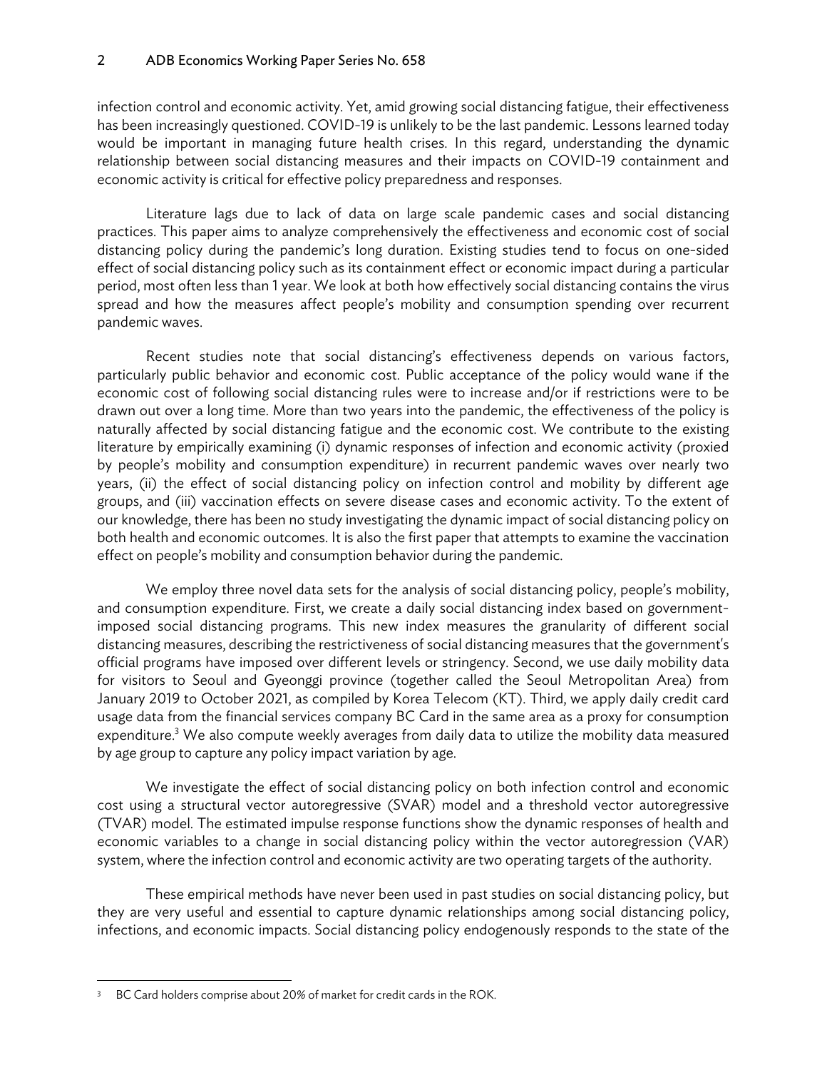infection control and economic activity. Yet, amid growing social distancing fatigue, their effectiveness has been increasingly questioned. COVID-19 is unlikely to be the last pandemic. Lessons learned today would be important in managing future health crises. In this regard, understanding the dynamic relationship between social distancing measures and their impacts on COVID-19 containment and economic activity is critical for effective policy preparedness and responses.

Literature lags due to lack of data on large scale pandemic cases and social distancing practices. This paper aims to analyze comprehensively the effectiveness and economic cost of social distancing policy during the pandemic's long duration. Existing studies tend to focus on one-sided effect of social distancing policy such as its containment effect or economic impact during a particular period, most often less than 1 year. We look at both how effectively social distancing contains the virus spread and how the measures affect people's mobility and consumption spending over recurrent pandemic waves.

Recent studies note that social distancing's effectiveness depends on various factors, particularly public behavior and economic cost. Public acceptance of the policy would wane if the economic cost of following social distancing rules were to increase and/or if restrictions were to be drawn out over a long time. More than two years into the pandemic, the effectiveness of the policy is naturally affected by social distancing fatigue and the economic cost. We contribute to the existing literature by empirically examining (i) dynamic responses of infection and economic activity (proxied by people's mobility and consumption expenditure) in recurrent pandemic waves over nearly two years, (ii) the effect of social distancing policy on infection control and mobility by different age groups, and (iii) vaccination effects on severe disease cases and economic activity. To the extent of our knowledge, there has been no study investigating the dynamic impact of social distancing policy on both health and economic outcomes. It is also the first paper that attempts to examine the vaccination effect on people's mobility and consumption behavior during the pandemic.

We employ three novel data sets for the analysis of social distancing policy, people's mobility, and consumption expenditure. First, we create a daily social distancing index based on government-imposed social distancing programs. This new index measures the granularity of different social distancing measures, describing the restrictiveness of social distancing measures that the government's official programs have imposed over different levels or stringency. Second, we use daily mobility data for visitors to Seoul and Gyeonggi province (together called the Seoul Metropolitan Area) from January 2019 to October 2021, as compiled by Korea Telecom (KT). Third, we apply daily credit card usage data from the financial services company BC Card in the same area as a proxy for consumption expenditure.[3] We also compute weekly averages from daily data to utilize the mobility data measured by age group to capture any policy impact variation by age.

We investigate the effect of social distancing policy on both infection control and economic cost using a structural vector autoregressive (SVAR) model and a threshold vector autoregressive (TVAR) model. The estimated impulse response functions show the dynamic responses of health and economic variables to a change in social distancing policy within the vector autoregression (VAR) system, where the infection control and economic activity are two operating targets of the authority.

These empirical methods have never been used in past studies on social distancing policy, but they are very useful and essential to capture dynamic relationships among social distancing policy, infections, and economic impacts. Social distancing policy endogenously responds to the state of the

[3] BC Card holders comprise about 20% of market for credit cards in the ROK.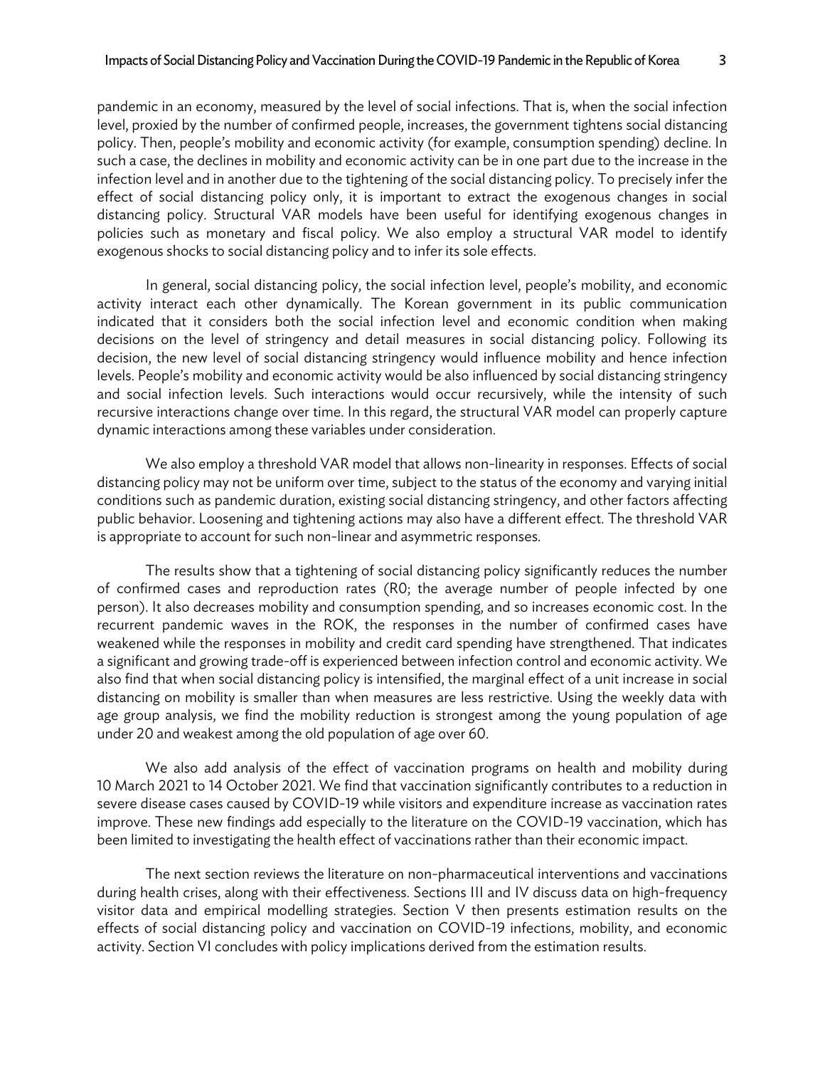pandemic in an economy, measured by the level of social infections. That is, when the social infection level, proxied by the number of confirmed people, increases, the government tightens social distancing policy. Then, people's mobility and economic activity (for example, consumption spending) decline. In such a case, the declines in mobility and economic activity can be in one part due to the increase in the infection level and in another due to the tightening of the social distancing policy. To precisely infer the effect of social distancing policy only, it is important to extract the exogenous changes in social distancing policy. Structural VAR models have been useful for identifying exogenous changes in policies such as monetary and fiscal policy. We also employ a structural VAR model to identify exogenous shocks to social distancing policy and to infer its sole effects.

In general, social distancing policy, the social infection level, people's mobility, and economic activity interact each other dynamically. The Korean government in its public communication indicated that it considers both the social infection level and economic condition when making decisions on the level of stringency and detail measures in social distancing policy. Following its decision, the new level of social distancing stringency would influence mobility and hence infection levels. People's mobility and economic activity would be also influenced by social distancing stringency and social infection levels. Such interactions would occur recursively, while the intensity of such recursive interactions change over time. In this regard, the structural VAR model can properly capture dynamic interactions among these variables under consideration.

We also employ a threshold VAR model that allows non-linearity in responses. Effects of social distancing policy may not be uniform over time, subject to the status of the economy and varying initial conditions such as pandemic duration, existing social distancing stringency, and other factors affecting public behavior. Loosening and tightening actions may also have a different effect. The threshold VAR is appropriate to account for such non-linear and asymmetric responses.

The results show that a tightening of social distancing policy significantly reduces the number of confirmed cases and reproduction rates (R0; the average number of people infected by one person). It also decreases mobility and consumption spending, and so increases economic cost. In the recurrent pandemic waves in the ROK, the responses in the number of confirmed cases have weakened while the responses in mobility and credit card spending have strengthened. That indicates a significant and growing trade-off is experienced between infection control and economic activity. We also find that when social distancing policy is intensified, the marginal effect of a unit increase in social distancing on mobility is smaller than when measures are less restrictive. Using the weekly data with age group analysis, we find the mobility reduction is strongest among the young population of age under 20 and weakest among the old population of age over 60.

We also add analysis of the effect of vaccination programs on health and mobility during 10 March 2021 to 14 October 2021. We find that vaccination significantly contributes to a reduction in severe disease cases caused by COVID-19 while visitors and expenditure increase as vaccination rates improve. These new findings add especially to the literature on the COVID-19 vaccination, which has been limited to investigating the health effect of vaccinations rather than their economic impact.

The next section reviews the literature on non-pharmaceutical interventions and vaccinations during health crises, along with their effectiveness. Sections III and IV discuss data on high-frequency visitor data and empirical modelling strategies. Section V then presents estimation results on the effects of social distancing policy and vaccination on COVID-19 infections, mobility, and economic activity. Section VI concludes with policy implications derived from the estimation results.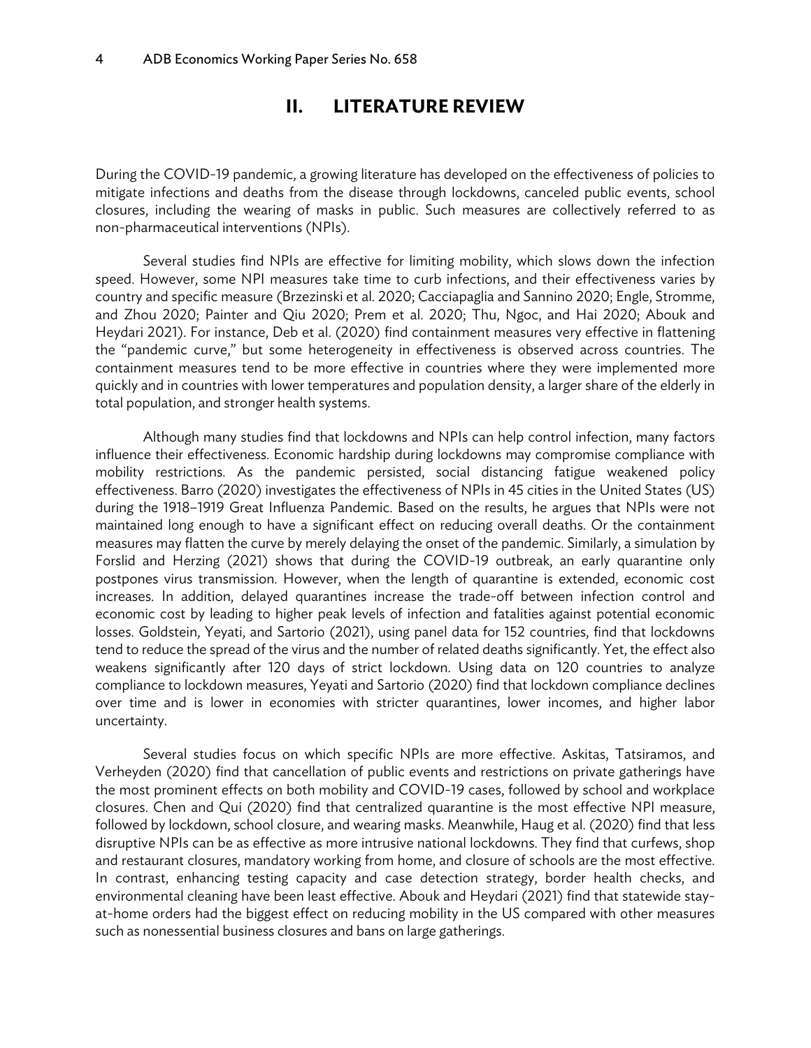## II. LITERATURE REVIEW

During the COVID-19 pandemic, a growing literature has developed on the effectiveness of policies to mitigate infections and deaths from the disease through lockdowns, canceled public events, school closures, including the wearing of masks in public. Such measures are collectively referred to as non-pharmaceutical interventions (NPIs).

Several studies find NPIs are effective for limiting mobility, which slows down the infection speed. However, some NPI measures take time to curb infections, and their effectiveness varies by country and specific measure (Brzezinski et al. 2020; Cacciapaglia and Sannino 2020; Engle, Stromme, and Zhou 2020; Painter and Qiu 2020; Prem et al. 2020; Thu, Ngoc, and Hai 2020; Abouk and Heydari 2021). For instance, Deb et al. (2020) find containment measures very effective in flattening the "pandemic curve," but some heterogeneity in effectiveness is observed across countries. The containment measures tend to be more effective in countries where they were implemented more quickly and in countries with lower temperatures and population density, a larger share of the elderly in total population, and stronger health systems.

Although many studies find that lockdowns and NPIs can help control infection, many factors influence their effectiveness. Economic hardship during lockdowns may compromise compliance with mobility restrictions. As the pandemic persisted, social distancing fatigue weakened policy effectiveness. Barro (2020) investigates the effectiveness of NPIs in 45 cities in the United States (US) during the 1918–1919 Great Influenza Pandemic. Based on the results, he argues that NPIs were not maintained long enough to have a significant effect on reducing overall deaths. Or the containment measures may flatten the curve by merely delaying the onset of the pandemic. Similarly, a simulation by Forslid and Herzing (2021) shows that during the COVID-19 outbreak, an early quarantine only postpones virus transmission. However, when the length of quarantine is extended, economic cost increases. In addition, delayed quarantines increase the trade-off between infection control and economic cost by leading to higher peak levels of infection and fatalities against potential economic losses. Goldstein, Yeyati, and Sartorio (2021), using panel data for 152 countries, find that lockdowns tend to reduce the spread of the virus and the number of related deaths significantly. Yet, the effect also weakens significantly after 120 days of strict lockdown. Using data on 120 countries to analyze compliance to lockdown measures, Yeyati and Sartorio (2020) find that lockdown compliance declines over time and is lower in economies with stricter quarantines, lower incomes, and higher labor uncertainty.

Several studies focus on which specific NPIs are more effective. Askitas, Tatsiramos, and Verheyden (2020) find that cancellation of public events and restrictions on private gatherings have the most prominent effects on both mobility and COVID-19 cases, followed by school and workplace closures. Chen and Qui (2020) find that centralized quarantine is the most effective NPI measure, followed by lockdown, school closure, and wearing masks. Meanwhile, Haug et al. (2020) find that less disruptive NPIs can be as effective as more intrusive national lockdowns. They find that curfews, shop and restaurant closures, mandatory working from home, and closure of schools are the most effective. In contrast, enhancing testing capacity and case detection strategy, border health checks, and environmental cleaning have been least effective. Abouk and Heydari (2021) find that statewide stay-at-home orders had the biggest effect on reducing mobility in the US compared with other measures such as nonessential business closures and bans on large gatherings.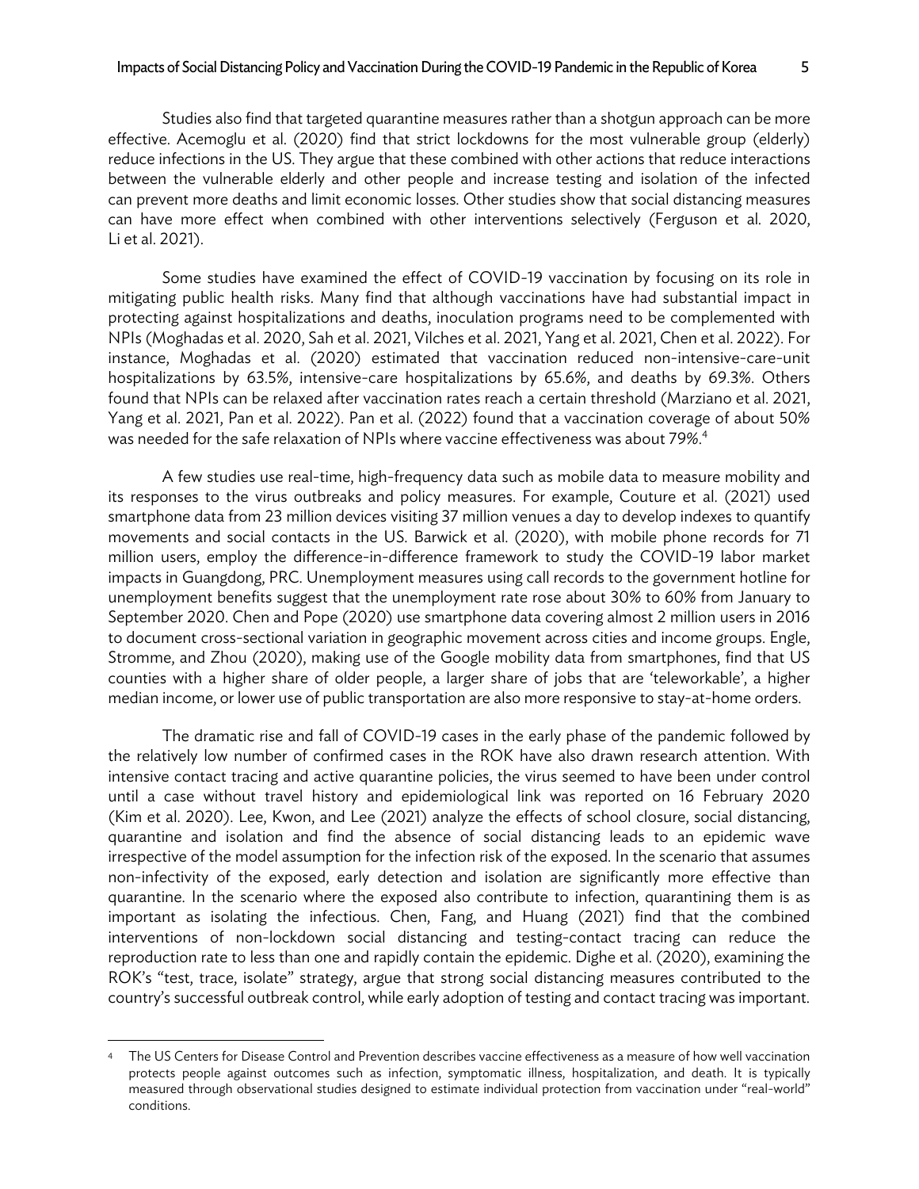Studies also find that targeted quarantine measures rather than a shotgun approach can be more effective. Acemoglu et al. (2020) find that strict lockdowns for the most vulnerable group (elderly) reduce infections in the US. They argue that these combined with other actions that reduce interactions between the vulnerable elderly and other people and increase testing and isolation of the infected can prevent more deaths and limit economic losses. Other studies show that social distancing measures can have more effect when combined with other interventions selectively (Ferguson et al. 2020, Li et al. 2021).

Some studies have examined the effect of COVID-19 vaccination by focusing on its role in mitigating public health risks. Many find that although vaccinations have had substantial impact in protecting against hospitalizations and deaths, inoculation programs need to be complemented with NPIs (Moghadas et al. 2020, Sah et al. 2021, Vilches et al. 2021, Yang et al. 2021, Chen et al. 2022). For instance, Moghadas et al. (2020) estimated that vaccination reduced non-intensive-care-unit hospitalizations by 63.5%, intensive-care hospitalizations by 65.6%, and deaths by 69.3%. Others found that NPIs can be relaxed after vaccination rates reach a certain threshold (Marziano et al. 2021, Yang et al. 2021, Pan et al. 2022). Pan et al. (2022) found that a vaccination coverage of about 50% was needed for the safe relaxation of NPIs where vaccine effectiveness was about 79%.[4]

A few studies use real-time, high-frequency data such as mobile data to measure mobility and its responses to the virus outbreaks and policy measures. For example, Couture et al. (2021) used smartphone data from 23 million devices visiting 37 million venues a day to develop indexes to quantify movements and social contacts in the US. Barwick et al. (2020), with mobile phone records for 71 million users, employ the difference-in-difference framework to study the COVID-19 labor market impacts in Guangdong, PRC. Unemployment measures using call records to the government hotline for unemployment benefits suggest that the unemployment rate rose about 30% to 60% from January to September 2020. Chen and Pope (2020) use smartphone data covering almost 2 million users in 2016 to document cross-sectional variation in geographic movement across cities and income groups. Engle, Stromme, and Zhou (2020), making use of the Google mobility data from smartphones, find that US counties with a higher share of older people, a larger share of jobs that are 'teleworkable', a higher median income, or lower use of public transportation are also more responsive to stay-at-home orders.

The dramatic rise and fall of COVID-19 cases in the early phase of the pandemic followed by the relatively low number of confirmed cases in the ROK have also drawn research attention. With intensive contact tracing and active quarantine policies, the virus seemed to have been under control until a case without travel history and epidemiological link was reported on 16 February 2020 (Kim et al. 2020). Lee, Kwon, and Lee (2021) analyze the effects of school closure, social distancing, quarantine and isolation and find the absence of social distancing leads to an epidemic wave irrespective of the model assumption for the infection risk of the exposed. In the scenario that assumes non-infectivity of the exposed, early detection and isolation are significantly more effective than quarantine. In the scenario where the exposed also contribute to infection, quarantining them is as important as isolating the infectious. Chen, Fang, and Huang (2021) find that the combined interventions of non-lockdown social distancing and testing-contact tracing can reduce the reproduction rate to less than one and rapidly contain the epidemic. Dighe et al. (2020), examining the ROK's "test, trace, isolate" strategy, argue that strong social distancing measures contributed to the country's successful outbreak control, while early adoption of testing and contact tracing was important.

[4] The US Centers for Disease Control and Prevention describes vaccine effectiveness as a measure of how well vaccination protects people against outcomes such as infection, symptomatic illness, hospitalization, and death. It is typically measured through observational studies designed to estimate individual protection from vaccination under "real-world" conditions.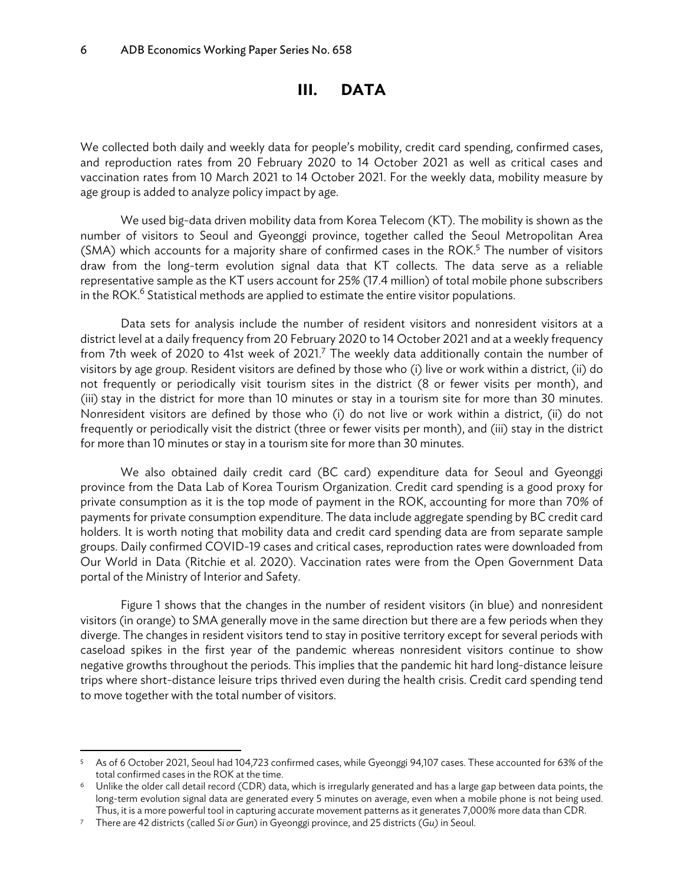# III. DATA

We collected both daily and weekly data for people's mobility, credit card spending, confirmed cases, and reproduction rates from 20 February 2020 to 14 October 2021 as well as critical cases and vaccination rates from 10 March 2021 to 14 October 2021. For the weekly data, mobility measure by age group is added to analyze policy impact by age.

We used big-data driven mobility data from Korea Telecom (KT). The mobility is shown as the number of visitors to Seoul and Gyeonggi province, together called the Seoul Metropolitan Area (SMA) which accounts for a majority share of confirmed cases in the ROK.[5] The number of visitors draw from the long-term evolution signal data that KT collects. The data serve as a reliable representative sample as the KT users account for 25% (17.4 million) of total mobile phone subscribers in the ROK.[6] Statistical methods are applied to estimate the entire visitor populations.

Data sets for analysis include the number of resident visitors and nonresident visitors at a district level at a daily frequency from 20 February 2020 to 14 October 2021 and at a weekly frequency from 7th week of 2020 to 41st week of 2021.[7] The weekly data additionally contain the number of visitors by age group. Resident visitors are defined by those who (i) live or work within a district, (ii) do not frequently or periodically visit tourism sites in the district (8 or fewer visits per month), and (iii) stay in the district for more than 10 minutes or stay in a tourism site for more than 30 minutes. Nonresident visitors are defined by those who (i) do not live or work within a district, (ii) do not frequently or periodically visit the district (three or fewer visits per month), and (iii) stay in the district for more than 10 minutes or stay in a tourism site for more than 30 minutes.

We also obtained daily credit card (BC card) expenditure data for Seoul and Gyeonggi province from the Data Lab of Korea Tourism Organization. Credit card spending is a good proxy for private consumption as it is the top mode of payment in the ROK, accounting for more than 70% of payments for private consumption expenditure. The data include aggregate spending by BC credit card holders. It is worth noting that mobility data and credit card spending data are from separate sample groups. Daily confirmed COVID-19 cases and critical cases, reproduction rates were downloaded from Our World in Data (Ritchie et al. 2020). Vaccination rates were from the Open Government Data portal of the Ministry of Interior and Safety.

Figure 1 shows that the changes in the number of resident visitors (in blue) and nonresident visitors (in orange) to SMA generally move in the same direction but there are a few periods when they diverge. The changes in resident visitors tend to stay in positive territory except for several periods with caseload spikes in the first year of the pandemic whereas nonresident visitors continue to show negative growths throughout the periods. This implies that the pandemic hit hard long-distance leisure trips where short-distance leisure trips thrived even during the health crisis. Credit card spending tend to move together with the total number of visitors.

---

[5] As of 6 October 2021, Seoul had 104,723 confirmed cases, while Gyeonggi 94,107 cases. These accounted for 63% of the total confirmed cases in the ROK at the time.

[6] Unlike the older call detail record (CDR) data, which is irregularly generated and has a large gap between data points, the long-term evolution signal data are generated every 5 minutes on average, even when a mobile phone is not being used. Thus, it is a more powerful tool in capturing accurate movement patterns as it generates 7,000% more data than CDR.

[7] There are 42 districts (called *Si or Gun*) in Gyeonggi province, and 25 districts (*Gu*) in Seoul.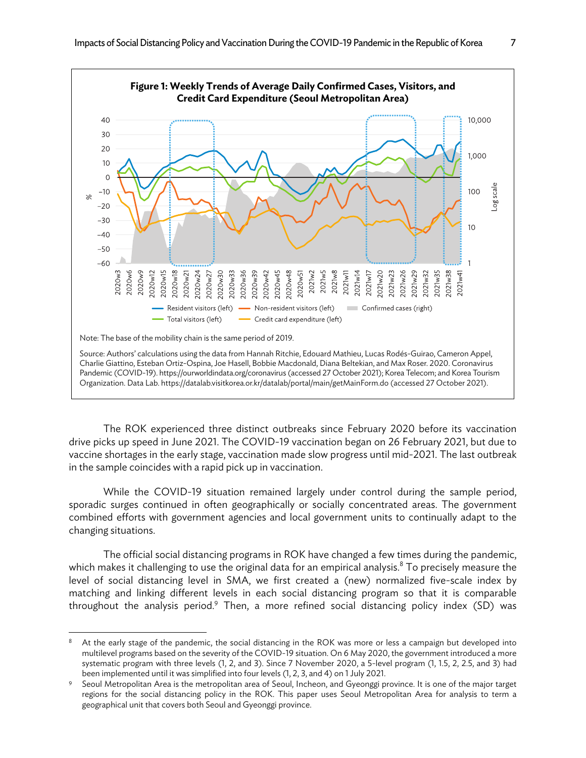**Figure 1: Weekly Trends of Average Daily Confirmed Cases, Visitors, and Credit Card Expenditure (Seoul Metropolitan Area)**

Note: The base of the mobility chain is the same period of 2019.

Source: Authors' calculations using the data from Hannah Ritchie, Edouard Mathieu, Lucas Rodés-Guirao, Cameron Appel, Charlie Giattino, Esteban Ortiz-Ospina, Joe Hasell, Bobbie Macdonald, Diana Beltekian, and Max Roser. 2020. Coronavirus Pandemic (COVID-19). https://ourworldindata.org/coronavirus (accessed 27 October 2021); Korea Telecom; and Korea Tourism Organization. Data Lab. https://datalab.visitkorea.or.kr/datalab/portal/main/getMainForm.do (accessed 27 October 2021).

The ROK experienced three distinct outbreaks since February 2020 before its vaccination drive picks up speed in June 2021. The COVID-19 vaccination began on 26 February 2021, but due to vaccine shortages in the early stage, vaccination made slow progress until mid-2021. The last outbreak in the sample coincides with a rapid pick up in vaccination.

While the COVID-19 situation remained largely under control during the sample period, sporadic surges continued in often geographically or socially concentrated areas. The government combined efforts with government agencies and local government units to continually adapt to the changing situations.

The official social distancing programs in ROK have changed a few times during the pandemic, which makes it challenging to use the original data for an empirical analysis.[8] To precisely measure the level of social distancing level in SMA, we first created a (new) normalized five-scale index by matching and linking different levels in each social distancing program so that it is comparable throughout the analysis period.[9] Then, a more refined social distancing policy index (SD) was

[8] At the early stage of the pandemic, the social distancing in the ROK was more or less a campaign but developed into multilevel programs based on the severity of the COVID-19 situation. On 6 May 2020, the government introduced a more systematic program with three levels (1, 2, and 3). Since 7 November 2020, a 5-level program (1, 1.5, 2, 2.5, and 3) had been implemented until it was simplified into four levels (1, 2, 3, and 4) on 1 July 2021.

[9] Seoul Metropolitan Area is the metropolitan area of Seoul, Incheon, and Gyeonggi province. It is one of the major target regions for the social distancing policy in the ROK. This paper uses Seoul Metropolitan Area for analysis to term a geographical unit that covers both Seoul and Gyeonggi province.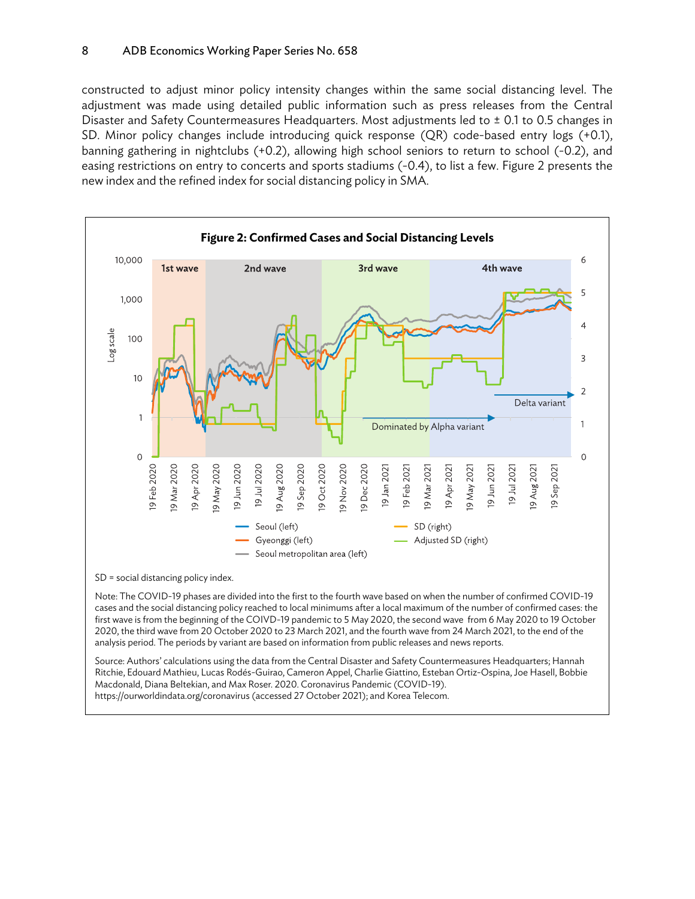constructed to adjust minor policy intensity changes within the same social distancing level. The adjustment was made using detailed public information such as press releases from the Central Disaster and Safety Countermeasures Headquarters. Most adjustments led to ± 0.1 to 0.5 changes in SD. Minor policy changes include introducing quick response (QR) code-based entry logs (+0.1), banning gathering in nightclubs (+0.2), allowing high school seniors to return to school (-0.2), and easing restrictions on entry to concerts and sports stadiums (-0.4), to list a few. Figure 2 presents the new index and the refined index for social distancing policy in SMA.

**Figure 2: Confirmed Cases and Social Distancing Levels**

SD = social distancing policy index.

Note: The COVID-19 phases are divided into the first to the fourth wave based on when the number of confirmed COVID-19 cases and the social distancing policy reached to local minimums after a local maximum of the number of confirmed cases: the first wave is from the beginning of the COIVD-19 pandemic to 5 May 2020, the second wave from 6 May 2020 to 19 October 2020, the third wave from 20 October 2020 to 23 March 2021, and the fourth wave from 24 March 2021, to the end of the analysis period. The periods by variant are based on information from public releases and news reports.

Source: Authors' calculations using the data from the Central Disaster and Safety Countermeasures Headquarters; Hannah Ritchie, Edouard Mathieu, Lucas Rodés-Guirao, Cameron Appel, Charlie Giattino, Esteban Ortiz-Ospina, Joe Hasell, Bobbie Macdonald, Diana Beltekian, and Max Roser. 2020. Coronavirus Pandemic (COVID-19). https://ourworldindata.org/coronavirus (accessed 27 October 2021); and Korea Telecom.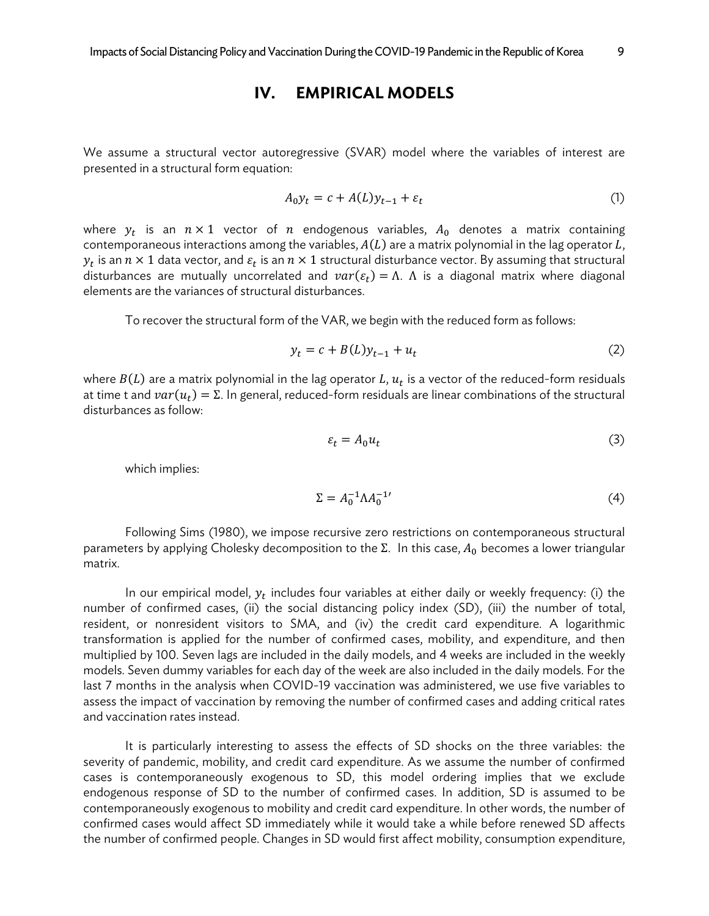# IV. EMPIRICAL MODELS

We assume a structural vector autoregressive (SVAR) model where the variables of interest are presented in a structural form equation:

$$A_0 y_t = c + A(L) y_{t-1} + \varepsilon_t \tag{1}$$

where $y_t$ is an $n \times 1$ vector of $n$ endogenous variables, $A_0$ denotes a matrix containing contemporaneous interactions among the variables, $A(L)$ are a matrix polynomial in the lag operator $L$, $y_t$ is an $n \times 1$ data vector, and $\varepsilon_t$ is an $n \times 1$ structural disturbance vector. By assuming that structural disturbances are mutually uncorrelated and $var(\varepsilon_t) = \Lambda$. $\Lambda$ is a diagonal matrix where diagonal elements are the variances of structural disturbances.

To recover the structural form of the VAR, we begin with the reduced form as follows:

$$y_t = c + B(L) y_{t-1} + u_t \tag{2}$$

where $B(L)$ are a matrix polynomial in the lag operator $L$, $u_t$ is a vector of the reduced-form residuals at time t and $var(u_t) = \Sigma$. In general, reduced-form residuals are linear combinations of the structural disturbances as follow:

$$\varepsilon_t = A_0 u_t \tag{3}$$

which implies:

$$\Sigma = A_0^{-1} \Lambda A_0^{-1\prime} \tag{4}$$

Following Sims (1980), we impose recursive zero restrictions on contemporaneous structural parameters by applying Cholesky decomposition to the $\Sigma$. In this case, $A_0$ becomes a lower triangular matrix.

In our empirical model, $y_t$ includes four variables at either daily or weekly frequency: (i) the number of confirmed cases, (ii) the social distancing policy index (SD), (iii) the number of total, resident, or nonresident visitors to SMA, and (iv) the credit card expenditure. A logarithmic transformation is applied for the number of confirmed cases, mobility, and expenditure, and then multiplied by 100. Seven lags are included in the daily models, and 4 weeks are included in the weekly models. Seven dummy variables for each day of the week are also included in the daily models. For the last 7 months in the analysis when COVID-19 vaccination was administered, we use five variables to assess the impact of vaccination by removing the number of confirmed cases and adding critical rates and vaccination rates instead.

It is particularly interesting to assess the effects of SD shocks on the three variables: the severity of pandemic, mobility, and credit card expenditure. As we assume the number of confirmed cases is contemporaneously exogenous to SD, this model ordering implies that we exclude endogenous response of SD to the number of confirmed cases. In addition, SD is assumed to be contemporaneously exogenous to mobility and credit card expenditure. In other words, the number of confirmed cases would affect SD immediately while it would take a while before renewed SD affects the number of confirmed people. Changes in SD would first affect mobility, consumption expenditure,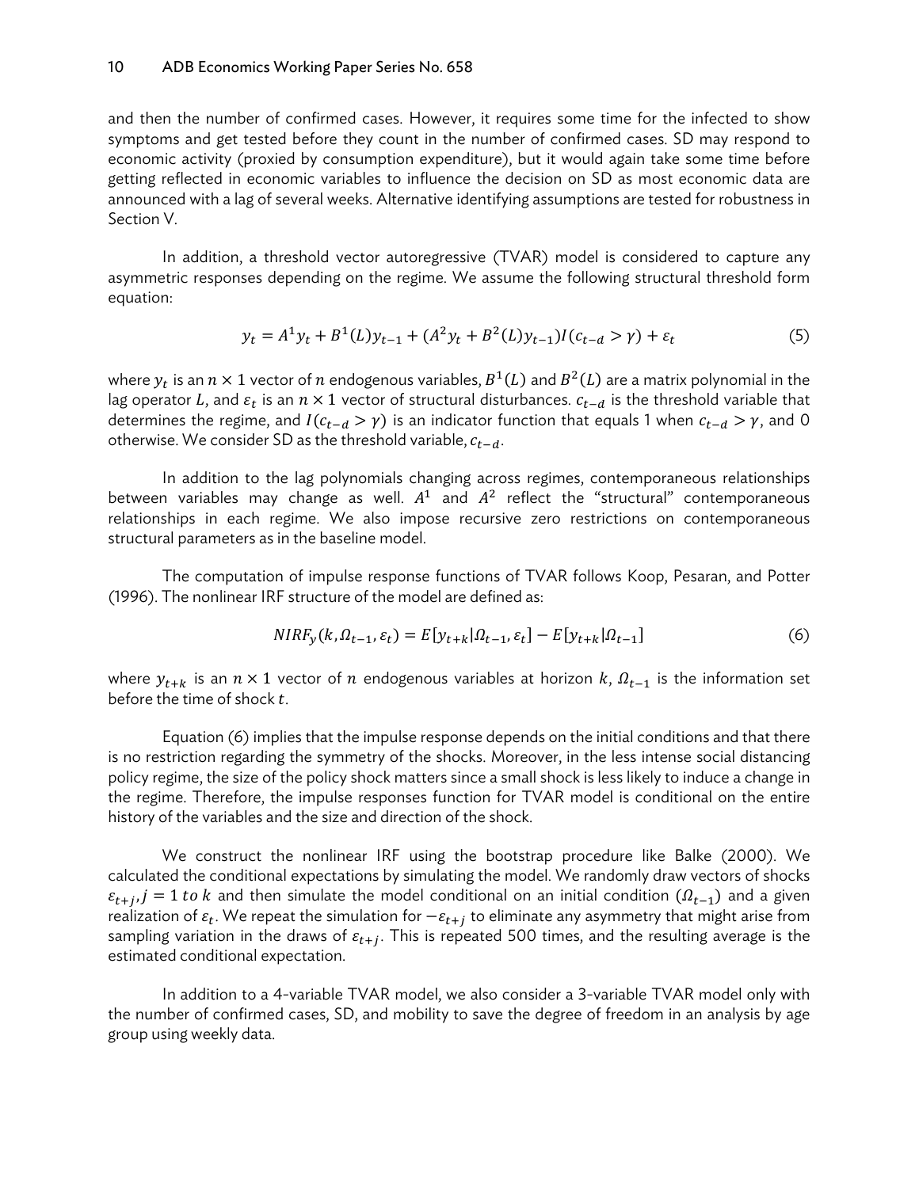and then the number of confirmed cases. However, it requires some time for the infected to show symptoms and get tested before they count in the number of confirmed cases. SD may respond to economic activity (proxied by consumption expenditure), but it would again take some time before getting reflected in economic variables to influence the decision on SD as most economic data are announced with a lag of several weeks. Alternative identifying assumptions are tested for robustness in Section V.

In addition, a threshold vector autoregressive (TVAR) model is considered to capture any asymmetric responses depending on the regime. We assume the following structural threshold form equation:

$$y_t = A^1 y_t + B^1(L) y_{t-1} + (A^2 y_t + B^2(L) y_{t-1}) I(c_{t-d} > \gamma) + \varepsilon_t \tag{5}$$

where $y_t$ is an $n \times 1$ vector of $n$ endogenous variables, $B^1(L)$ and $B^2(L)$ are a matrix polynomial in the lag operator $L$, and $\varepsilon_t$ is an $n \times 1$ vector of structural disturbances. $c_{t-d}$ is the threshold variable that determines the regime, and $I(c_{t-d} > \gamma)$ is an indicator function that equals 1 when $c_{t-d} > \gamma$, and 0 otherwise. We consider SD as the threshold variable, $c_{t-d}$.

In addition to the lag polynomials changing across regimes, contemporaneous relationships between variables may change as well. $A^1$ and $A^2$ reflect the "structural" contemporaneous relationships in each regime. We also impose recursive zero restrictions on contemporaneous structural parameters as in the baseline model.

The computation of impulse response functions of TVAR follows Koop, Pesaran, and Potter (1996). The nonlinear IRF structure of the model are defined as:

$$NIRF_y(k, \Omega_{t-1}, \varepsilon_t) = E[y_{t+k} | \Omega_{t-1}, \varepsilon_t] - E[y_{t+k} | \Omega_{t-1}] \tag{6}$$

where $y_{t+k}$ is an $n \times 1$ vector of $n$ endogenous variables at horizon $k$, $\Omega_{t-1}$ is the information set before the time of shock $t$.

Equation (6) implies that the impulse response depends on the initial conditions and that there is no restriction regarding the symmetry of the shocks. Moreover, in the less intense social distancing policy regime, the size of the policy shock matters since a small shock is less likely to induce a change in the regime. Therefore, the impulse responses function for TVAR model is conditional on the entire history of the variables and the size and direction of the shock.

We construct the nonlinear IRF using the bootstrap procedure like Balke (2000). We calculated the conditional expectations by simulating the model. We randomly draw vectors of shocks $\varepsilon_{t+j}, j = 1 \text{ to } k$ and then simulate the model conditional on an initial condition ($\Omega_{t-1}$) and a given realization of $\varepsilon_t$. We repeat the simulation for $-\varepsilon_{t+j}$ to eliminate any asymmetry that might arise from sampling variation in the draws of $\varepsilon_{t+j}$. This is repeated 500 times, and the resulting average is the estimated conditional expectation.

In addition to a 4-variable TVAR model, we also consider a 3-variable TVAR model only with the number of confirmed cases, SD, and mobility to save the degree of freedom in an analysis by age group using weekly data.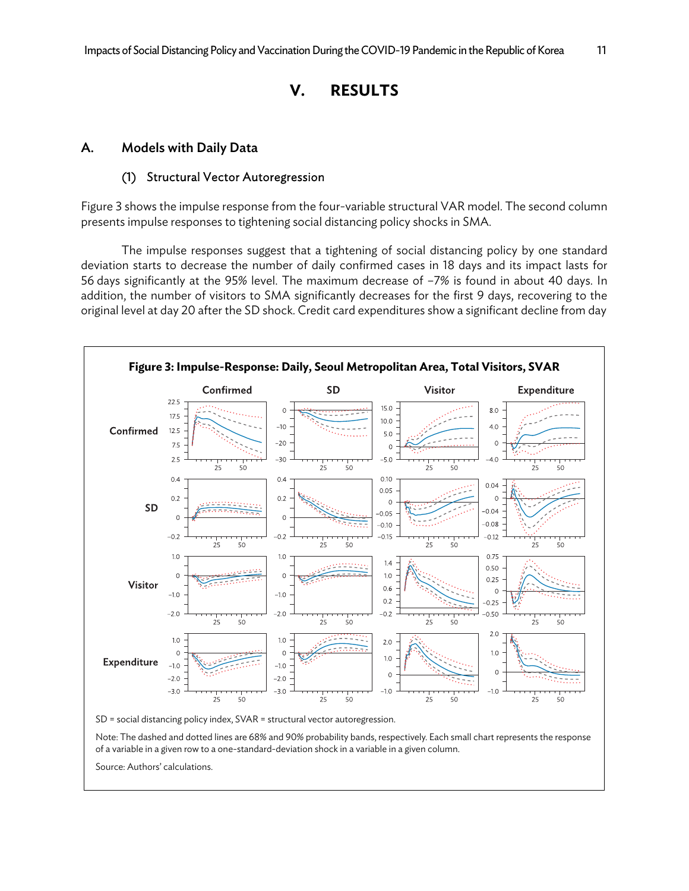# V. RESULTS

## A. Models with Daily Data

### (1) Structural Vector Autoregression

Figure 3 shows the impulse response from the four-variable structural VAR model. The second column presents impulse responses to tightening social distancing policy shocks in SMA.

The impulse responses suggest that a tightening of social distancing policy by one standard deviation starts to decrease the number of daily confirmed cases in 18 days and its impact lasts for 56 days significantly at the 95% level. The maximum decrease of −7% is found in about 40 days. In addition, the number of visitors to SMA significantly decreases for the first 9 days, recovering to the original level at day 20 after the SD shock. Credit card expenditures show a significant decline from day

**Figure 3: Impulse-Response: Daily, Seoul Metropolitan Area, Total Visitors, SVAR**

SD = social distancing policy index, SVAR = structural vector autoregression.

Note: The dashed and dotted lines are 68% and 90% probability bands, respectively. Each small chart represents the response of a variable in a given row to a one-standard-deviation shock in a variable in a given column.

Source: Authors' calculations.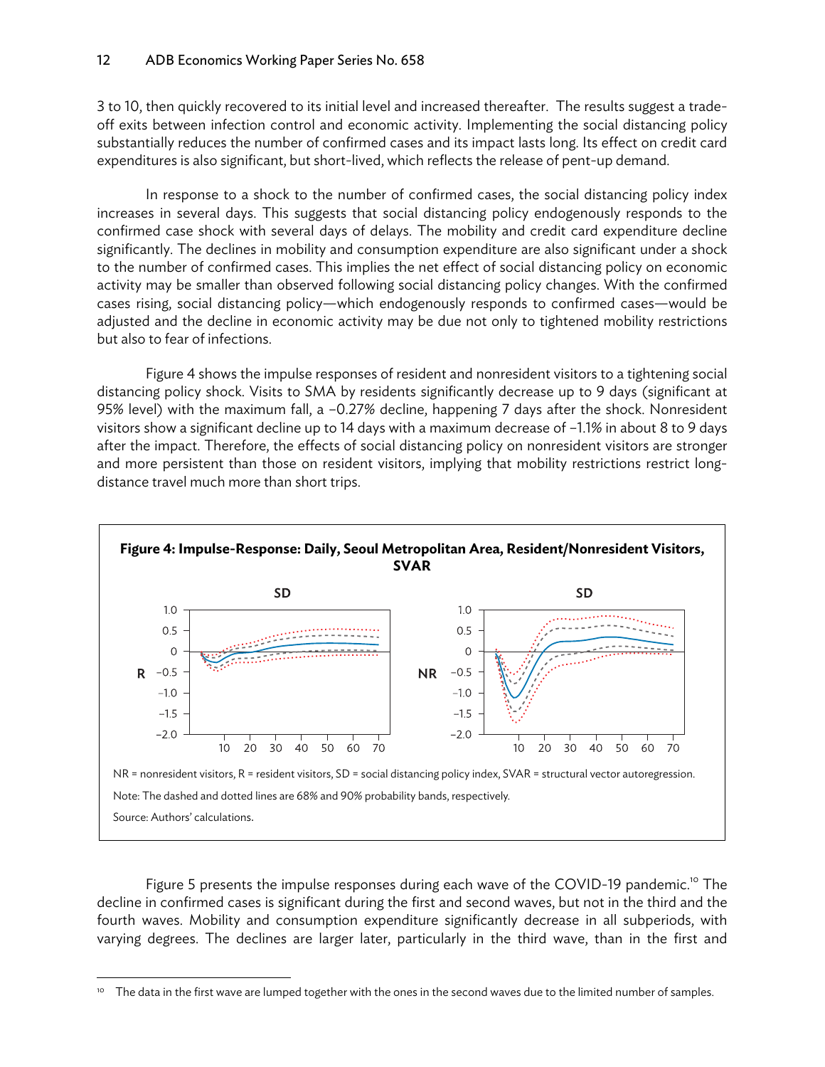3 to 10, then quickly recovered to its initial level and increased thereafter. The results suggest a trade-off exits between infection control and economic activity. Implementing the social distancing policy substantially reduces the number of confirmed cases and its impact lasts long. Its effect on credit card expenditures is also significant, but short-lived, which reflects the release of pent-up demand.

In response to a shock to the number of confirmed cases, the social distancing policy index increases in several days. This suggests that social distancing policy endogenously responds to the confirmed case shock with several days of delays. The mobility and credit card expenditure decline significantly. The declines in mobility and consumption expenditure are also significant under a shock to the number of confirmed cases. This implies the net effect of social distancing policy on economic activity may be smaller than observed following social distancing policy changes. With the confirmed cases rising, social distancing policy—which endogenously responds to confirmed cases—would be adjusted and the decline in economic activity may be due not only to tightened mobility restrictions but also to fear of infections.

Figure 4 shows the impulse responses of resident and nonresident visitors to a tightening social distancing policy shock. Visits to SMA by residents significantly decrease up to 9 days (significant at 95% level) with the maximum fall, a −0.27% decline, happening 7 days after the shock. Nonresident visitors show a significant decline up to 14 days with a maximum decrease of −1.1% in about 8 to 9 days after the impact. Therefore, the effects of social distancing policy on nonresident visitors are stronger and more persistent than those on resident visitors, implying that mobility restrictions restrict long-distance travel much more than short trips.

**Figure 4: Impulse-Response: Daily, Seoul Metropolitan Area, Resident/Nonresident Visitors, SVAR**

NR = nonresident visitors, R = resident visitors, SD = social distancing policy index, SVAR = structural vector autoregression.

Note: The dashed and dotted lines are 68% and 90% probability bands, respectively.

Source: Authors' calculations.

Figure 5 presents the impulse responses during each wave of the COVID-19 pandemic.[10] The decline in confirmed cases is significant during the first and second waves, but not in the third and the fourth waves. Mobility and consumption expenditure significantly decrease in all subperiods, with varying degrees. The declines are larger later, particularly in the third wave, than in the first and

[10] The data in the first wave are lumped together with the ones in the second waves due to the limited number of samples.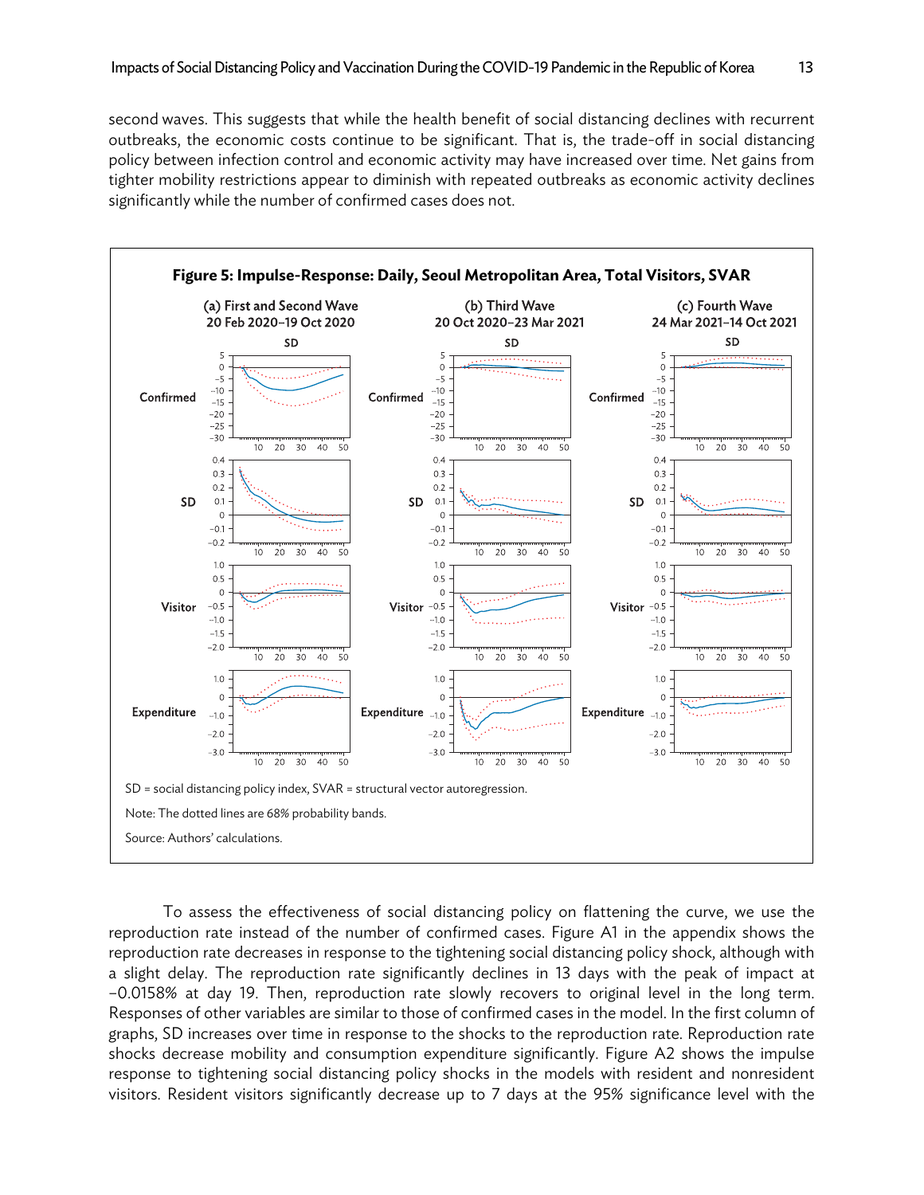second waves. This suggests that while the health benefit of social distancing declines with recurrent outbreaks, the economic costs continue to be significant. That is, the trade-off in social distancing policy between infection control and economic activity may have increased over time. Net gains from tighter mobility restrictions appear to diminish with repeated outbreaks as economic activity declines significantly while the number of confirmed cases does not.

**Figure 5: Impulse-Response: Daily, Seoul Metropolitan Area, Total Visitors, SVAR**

SD = social distancing policy index, SVAR = structural vector autoregression.

Note: The dotted lines are 68% probability bands.

Source: Authors' calculations.

To assess the effectiveness of social distancing policy on flattening the curve, we use the reproduction rate instead of the number of confirmed cases. Figure A1 in the appendix shows the reproduction rate decreases in response to the tightening social distancing policy shock, although with a slight delay. The reproduction rate significantly declines in 13 days with the peak of impact at −0.0158% at day 19. Then, reproduction rate slowly recovers to original level in the long term. Responses of other variables are similar to those of confirmed cases in the model. In the first column of graphs, SD increases over time in response to the shocks to the reproduction rate. Reproduction rate shocks decrease mobility and consumption expenditure significantly. Figure A2 shows the impulse response to tightening social distancing policy shocks in the models with resident and nonresident visitors. Resident visitors significantly decrease up to 7 days at the 95% significance level with the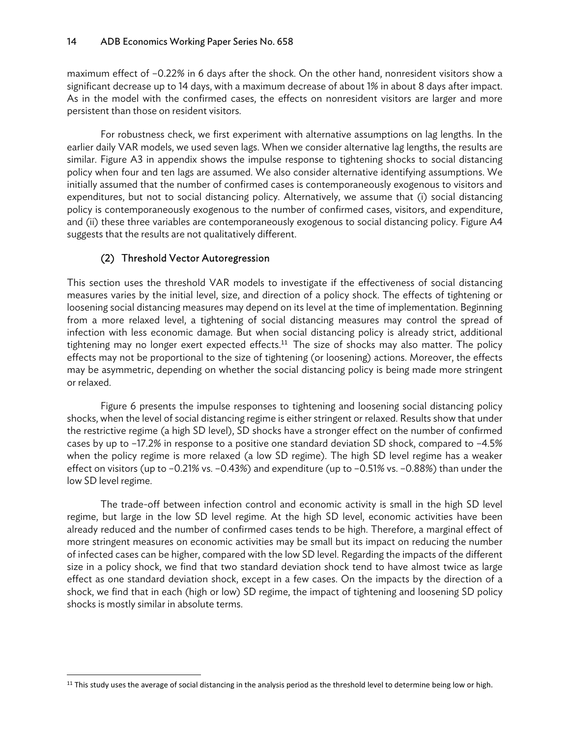maximum effect of −0.22% in 6 days after the shock. On the other hand, nonresident visitors show a significant decrease up to 14 days, with a maximum decrease of about 1% in about 8 days after impact. As in the model with the confirmed cases, the effects on nonresident visitors are larger and more persistent than those on resident visitors.

For robustness check, we first experiment with alternative assumptions on lag lengths. In the earlier daily VAR models, we used seven lags. When we consider alternative lag lengths, the results are similar. Figure A3 in appendix shows the impulse response to tightening shocks to social distancing policy when four and ten lags are assumed. We also consider alternative identifying assumptions. We initially assumed that the number of confirmed cases is contemporaneously exogenous to visitors and expenditures, but not to social distancing policy. Alternatively, we assume that (i) social distancing policy is contemporaneously exogenous to the number of confirmed cases, visitors, and expenditure, and (ii) these three variables are contemporaneously exogenous to social distancing policy. Figure A4 suggests that the results are not qualitatively different.

### (2) Threshold Vector Autoregression

This section uses the threshold VAR models to investigate if the effectiveness of social distancing measures varies by the initial level, size, and direction of a policy shock. The effects of tightening or loosening social distancing measures may depend on its level at the time of implementation. Beginning from a more relaxed level, a tightening of social distancing measures may control the spread of infection with less economic damage. But when social distancing policy is already strict, additional tightening may no longer exert expected effects.[11] The size of shocks may also matter. The policy effects may not be proportional to the size of tightening (or loosening) actions. Moreover, the effects may be asymmetric, depending on whether the social distancing policy is being made more stringent or relaxed.

Figure 6 presents the impulse responses to tightening and loosening social distancing policy shocks, when the level of social distancing regime is either stringent or relaxed. Results show that under the restrictive regime (a high SD level), SD shocks have a stronger effect on the number of confirmed cases by up to −17.2% in response to a positive one standard deviation SD shock, compared to −4.5% when the policy regime is more relaxed (a low SD regime). The high SD level regime has a weaker effect on visitors (up to −0.21% vs. −0.43%) and expenditure (up to −0.51% vs. −0.88%) than under the low SD level regime.

The trade-off between infection control and economic activity is small in the high SD level regime, but large in the low SD level regime. At the high SD level, economic activities have been already reduced and the number of confirmed cases tends to be high. Therefore, a marginal effect of more stringent measures on economic activities may be small but its impact on reducing the number of infected cases can be higher, compared with the low SD level. Regarding the impacts of the different size in a policy shock, we find that two standard deviation shock tend to have almost twice as large effect as one standard deviation shock, except in a few cases. On the impacts by the direction of a shock, we find that in each (high or low) SD regime, the impact of tightening and loosening SD policy shocks is mostly similar in absolute terms.

[11] This study uses the average of social distancing in the analysis period as the threshold level to determine being low or high.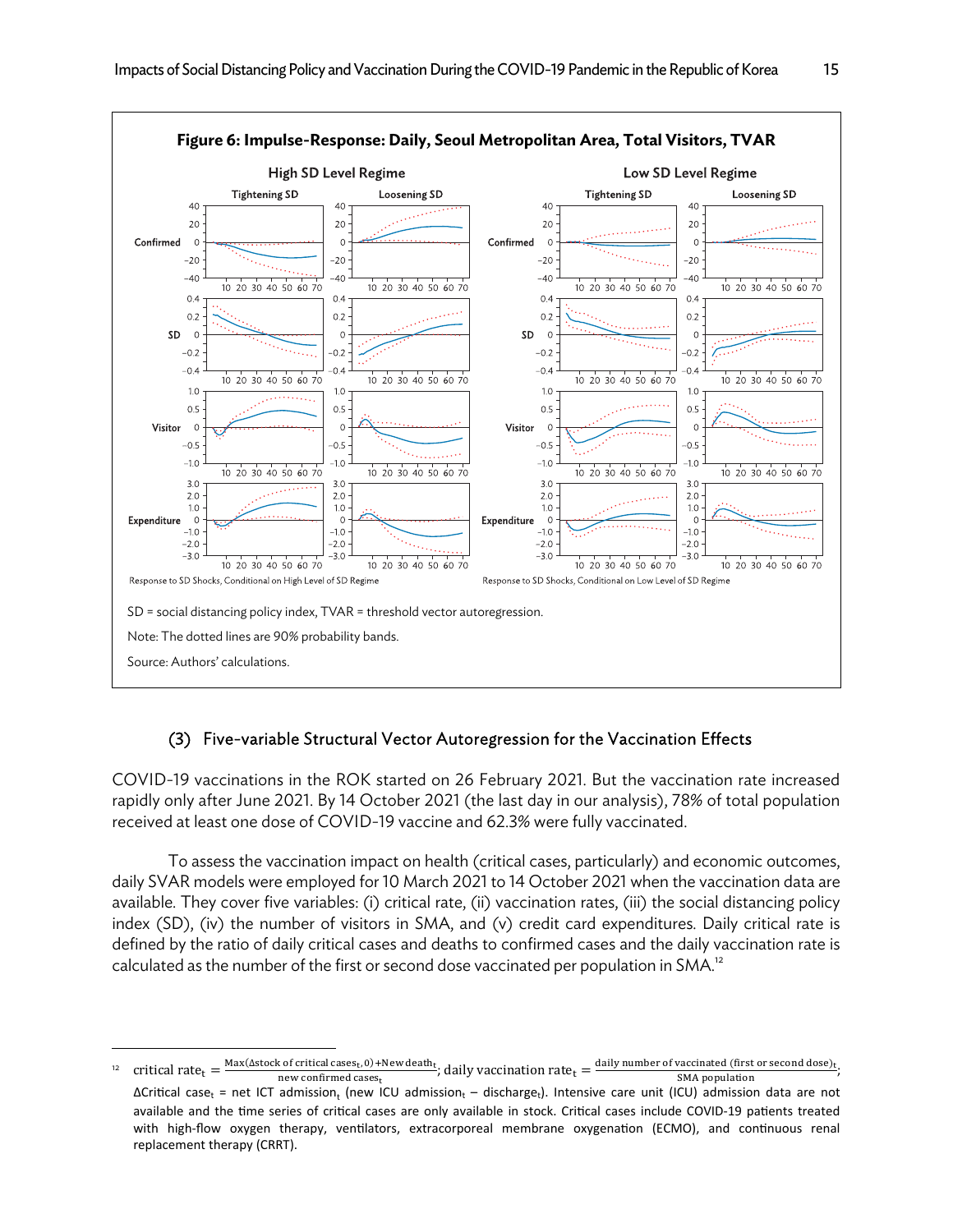**Figure 6: Impulse-Response: Daily, Seoul Metropolitan Area, Total Visitors, TVAR**

SD = social distancing policy index, TVAR = threshold vector autoregression.

Note: The dotted lines are 90% probability bands.

Source: Authors' calculations.

### (3) Five-variable Structural Vector Autoregression for the Vaccination Effects

COVID-19 vaccinations in the ROK started on 26 February 2021. But the vaccination rate increased rapidly only after June 2021. By 14 October 2021 (the last day in our analysis), 78% of total population received at least one dose of COVID-19 vaccine and 62.3% were fully vaccinated.

To assess the vaccination impact on health (critical cases, particularly) and economic outcomes, daily SVAR models were employed for 10 March 2021 to 14 October 2021 when the vaccination data are available. They cover five variables: (i) critical rate, (ii) vaccination rates, (iii) the social distancing policy index (SD), (iv) the number of visitors in SMA, and (v) credit card expenditures. Daily critical rate is defined by the ratio of daily critical cases and deaths to confirmed cases and the daily vaccination rate is calculated as the number of the first or second dose vaccinated per population in SMA.[12]

---

[12] critical rate$_t$ = $\frac{\text{Max}(\Delta\text{stock of critical cases}_t, 0) + \text{New death}_t}{\text{new confirmed cases}_t}$; daily vaccination rate$_t$ = $\frac{\text{daily number of vaccinated (first or second dose)}_t}{\text{SMA population}}$; $\Delta$Critical case$_t$ = net ICT admission$_t$ (new ICU admission$_t$ – discharge$_t$). Intensive care unit (ICU) admission data are not available and the time series of critical cases are only available in stock. Critical cases include COVID-19 patients treated with high-flow oxygen therapy, ventilators, extracorporeal membrane oxygenation (ECMO), and continuous renal replacement therapy (CRRT).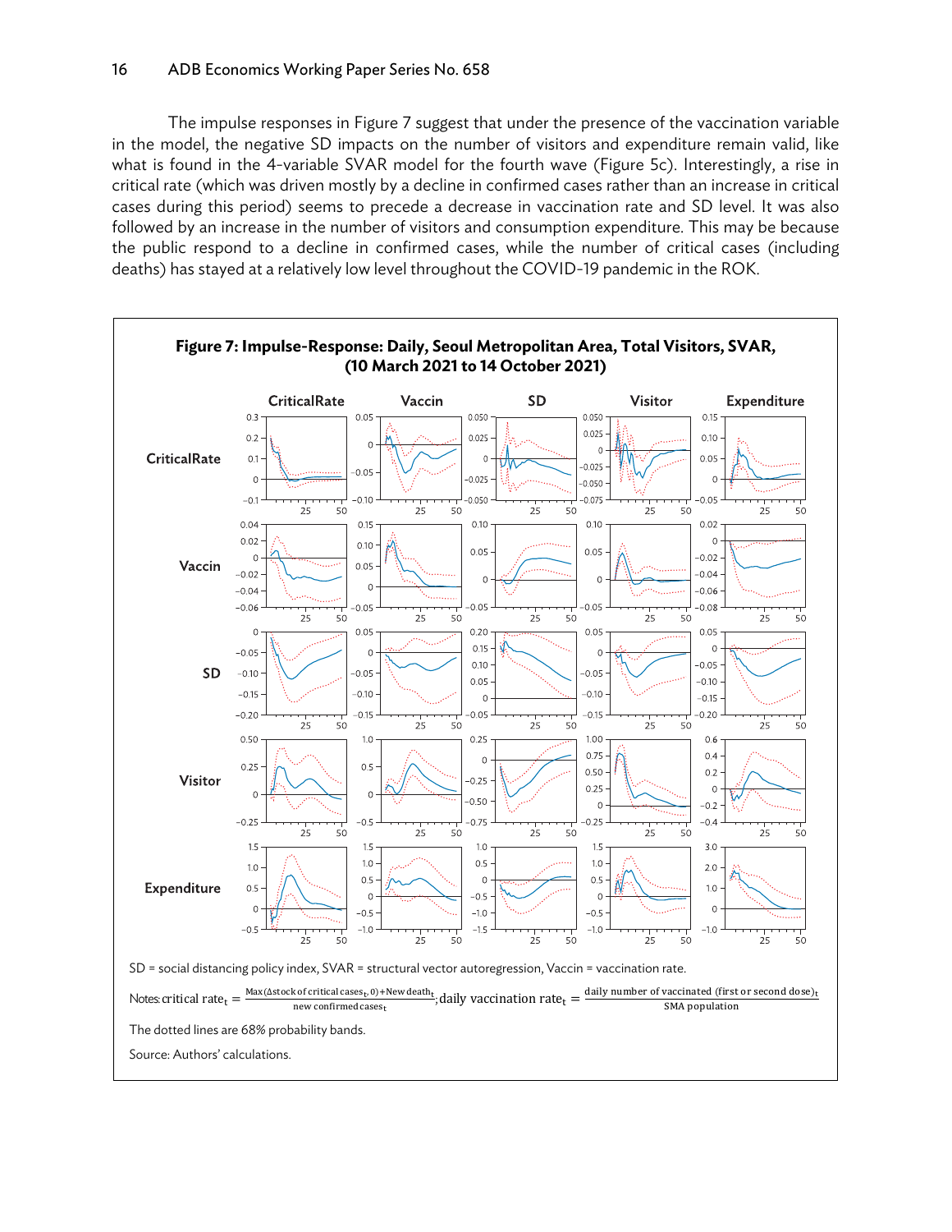The impulse responses in Figure 7 suggest that under the presence of the vaccination variable in the model, the negative SD impacts on the number of visitors and expenditure remain valid, like what is found in the 4-variable SVAR model for the fourth wave (Figure 5c). Interestingly, a rise in critical rate (which was driven mostly by a decline in confirmed cases rather than an increase in critical cases during this period) seems to precede a decrease in vaccination rate and SD level. It was also followed by an increase in the number of visitors and consumption expenditure. This may be because the public respond to a decline in confirmed cases, while the number of critical cases (including deaths) has stayed at a relatively low level throughout the COVID-19 pandemic in the ROK.

**Figure 7: Impulse-Response: Daily, Seoul Metropolitan Area, Total Visitors, SVAR, (10 March 2021 to 14 October 2021)**

SD = social distancing policy index, SVAR = structural vector autoregression, Vaccin = vaccination rate.

Notes: critical rate$_t$ = $\frac{\text{Max}(\Delta\text{stock of critical cases}_t, 0) + \text{New death}_t}{\text{new confirmed cases}_t}$; daily vaccination rate$_t$ = $\frac{\text{daily number of vaccinated (first or second dose)}_t}{\text{SMA population}}$

The dotted lines are 68% probability bands.

Source: Authors' calculations.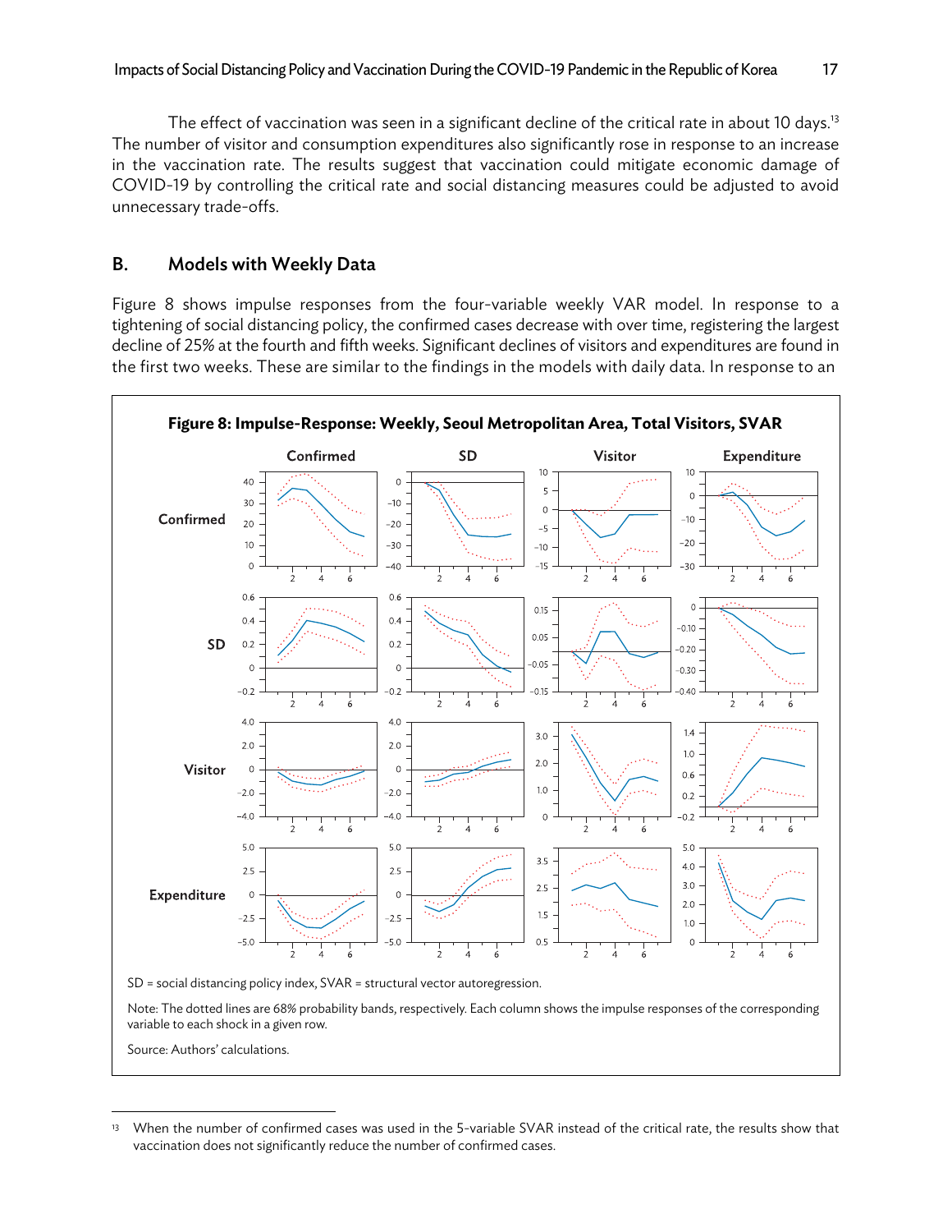The effect of vaccination was seen in a significant decline of the critical rate in about 10 days.[13] The number of visitor and consumption expenditures also significantly rose in response to an increase in the vaccination rate. The results suggest that vaccination could mitigate economic damage of COVID-19 by controlling the critical rate and social distancing measures could be adjusted to avoid unnecessary trade-offs.

## B. Models with Weekly Data

Figure 8 shows impulse responses from the four-variable weekly VAR model. In response to a tightening of social distancing policy, the confirmed cases decrease with over time, registering the largest decline of 25% at the fourth and fifth weeks. Significant declines of visitors and expenditures are found in the first two weeks. These are similar to the findings in the models with daily data. In response to an

**Figure 8: Impulse-Response: Weekly, Seoul Metropolitan Area, Total Visitors, SVAR**

SD = social distancing policy index, SVAR = structural vector autoregression.

Note: The dotted lines are 68% probability bands, respectively. Each column shows the impulse responses of the corresponding variable to each shock in a given row.

Source: Authors' calculations.

[13] When the number of confirmed cases was used in the 5-variable SVAR instead of the critical rate, the results show that vaccination does not significantly reduce the number of confirmed cases.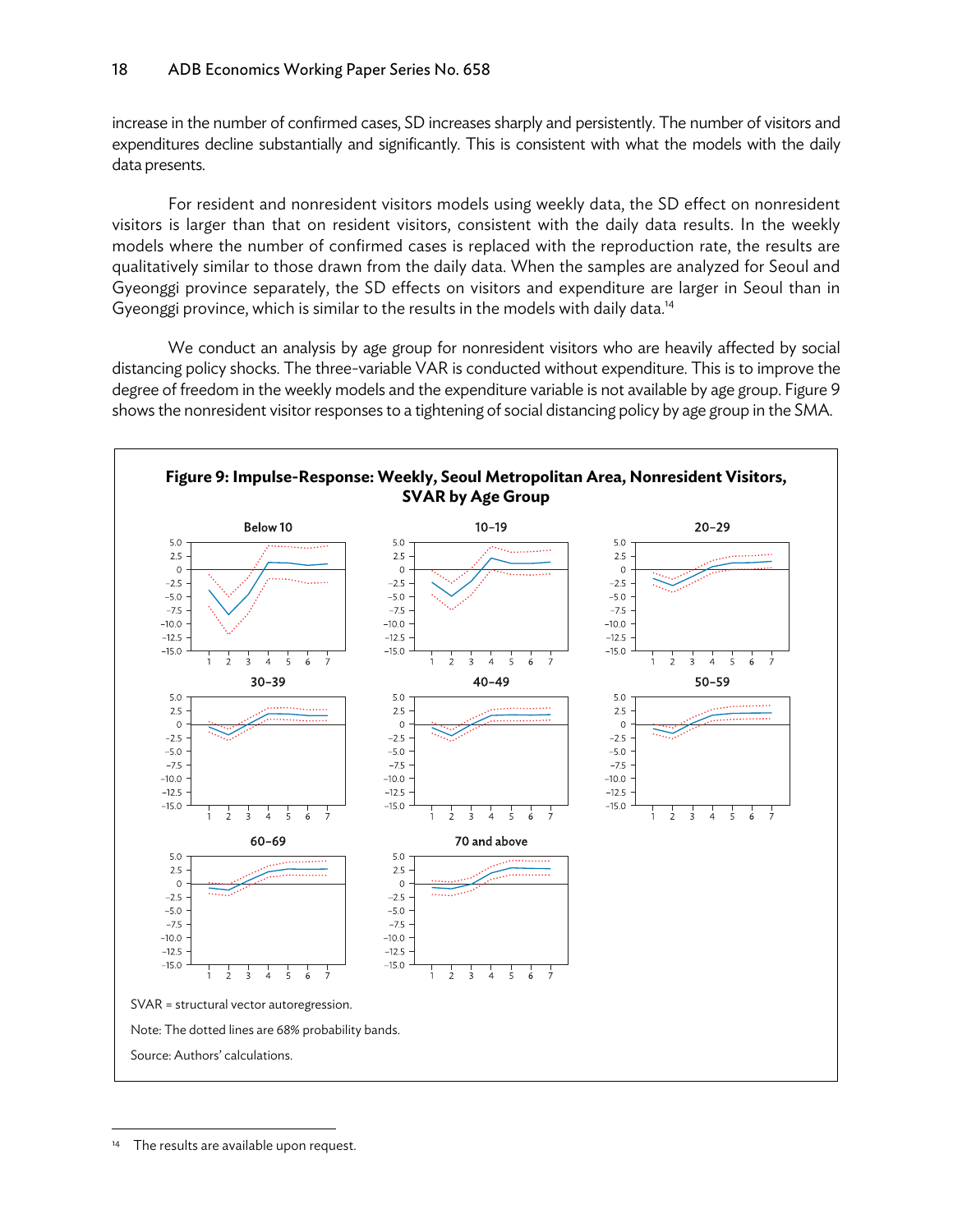increase in the number of confirmed cases, SD increases sharply and persistently. The number of visitors and expenditures decline substantially and significantly. This is consistent with what the models with the daily data presents.

For resident and nonresident visitors models using weekly data, the SD effect on nonresident visitors is larger than that on resident visitors, consistent with the daily data results. In the weekly models where the number of confirmed cases is replaced with the reproduction rate, the results are qualitatively similar to those drawn from the daily data. When the samples are analyzed for Seoul and Gyeonggi province separately, the SD effects on visitors and expenditure are larger in Seoul than in Gyeonggi province, which is similar to the results in the models with daily data.[14]

We conduct an analysis by age group for nonresident visitors who are heavily affected by social distancing policy shocks. The three-variable VAR is conducted without expenditure. This is to improve the degree of freedom in the weekly models and the expenditure variable is not available by age group. Figure 9 shows the nonresident visitor responses to a tightening of social distancing policy by age group in the SMA.

**Figure 9: Impulse-Response: Weekly, Seoul Metropolitan Area, Nonresident Visitors, SVAR by Age Group**

SVAR = structural vector autoregression.

Note: The dotted lines are 68% probability bands.

Source: Authors' calculations.

---

[14] The results are available upon request.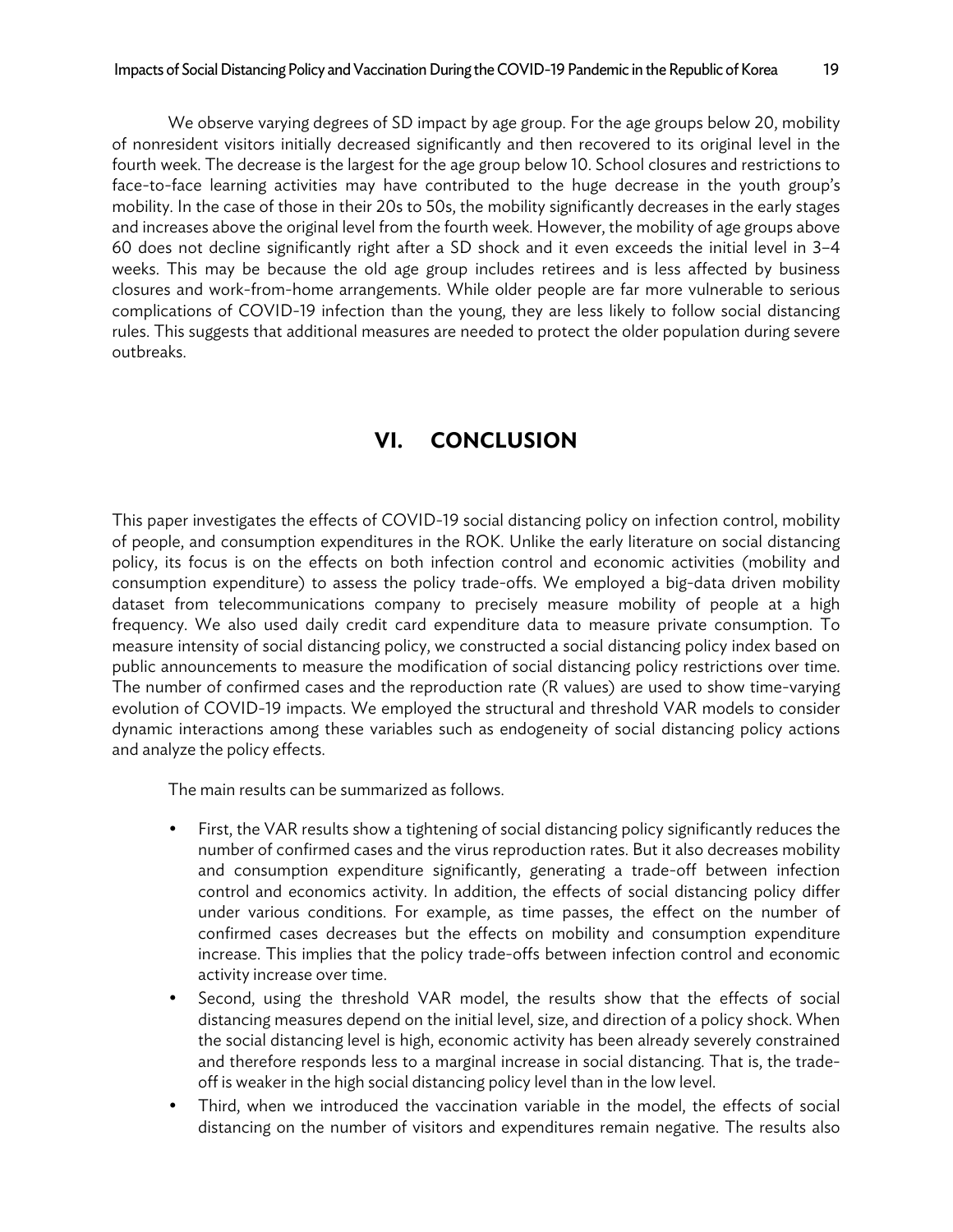We observe varying degrees of SD impact by age group. For the age groups below 20, mobility of nonresident visitors initially decreased significantly and then recovered to its original level in the fourth week. The decrease is the largest for the age group below 10. School closures and restrictions to face-to-face learning activities may have contributed to the huge decrease in the youth group's mobility. In the case of those in their 20s to 50s, the mobility significantly decreases in the early stages and increases above the original level from the fourth week. However, the mobility of age groups above 60 does not decline significantly right after a SD shock and it even exceeds the initial level in 3–4 weeks. This may be because the old age group includes retirees and is less affected by business closures and work-from-home arrangements. While older people are far more vulnerable to serious complications of COVID-19 infection than the young, they are less likely to follow social distancing rules. This suggests that additional measures are needed to protect the older population during severe outbreaks.

## VI. CONCLUSION

This paper investigates the effects of COVID-19 social distancing policy on infection control, mobility of people, and consumption expenditures in the ROK. Unlike the early literature on social distancing policy, its focus is on the effects on both infection control and economic activities (mobility and consumption expenditure) to assess the policy trade-offs. We employed a big-data driven mobility dataset from telecommunications company to precisely measure mobility of people at a high frequency. We also used daily credit card expenditure data to measure private consumption. To measure intensity of social distancing policy, we constructed a social distancing policy index based on public announcements to measure the modification of social distancing policy restrictions over time. The number of confirmed cases and the reproduction rate (R values) are used to show time-varying evolution of COVID-19 impacts. We employed the structural and threshold VAR models to consider dynamic interactions among these variables such as endogeneity of social distancing policy actions and analyze the policy effects.

The main results can be summarized as follows.

- First, the VAR results show a tightening of social distancing policy significantly reduces the number of confirmed cases and the virus reproduction rates. But it also decreases mobility and consumption expenditure significantly, generating a trade-off between infection control and economics activity. In addition, the effects of social distancing policy differ under various conditions. For example, as time passes, the effect on the number of confirmed cases decreases but the effects on mobility and consumption expenditure increase. This implies that the policy trade-offs between infection control and economic activity increase over time.
- Second, using the threshold VAR model, the results show that the effects of social distancing measures depend on the initial level, size, and direction of a policy shock. When the social distancing level is high, economic activity has been already severely constrained and therefore responds less to a marginal increase in social distancing. That is, the trade-off is weaker in the high social distancing policy level than in the low level.
- Third, when we introduced the vaccination variable in the model, the effects of social distancing on the number of visitors and expenditures remain negative. The results also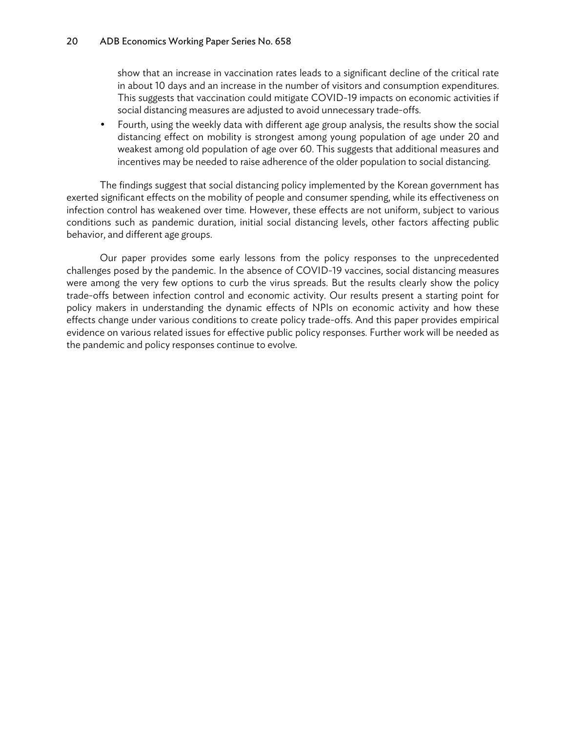show that an increase in vaccination rates leads to a significant decline of the critical rate in about 10 days and an increase in the number of visitors and consumption expenditures. This suggests that vaccination could mitigate COVID-19 impacts on economic activities if social distancing measures are adjusted to avoid unnecessary trade-offs.

- Fourth, using the weekly data with different age group analysis, the results show the social distancing effect on mobility is strongest among young population of age under 20 and weakest among old population of age over 60. This suggests that additional measures and incentives may be needed to raise adherence of the older population to social distancing.

The findings suggest that social distancing policy implemented by the Korean government has exerted significant effects on the mobility of people and consumer spending, while its effectiveness on infection control has weakened over time. However, these effects are not uniform, subject to various conditions such as pandemic duration, initial social distancing levels, other factors affecting public behavior, and different age groups.

Our paper provides some early lessons from the policy responses to the unprecedented challenges posed by the pandemic. In the absence of COVID-19 vaccines, social distancing measures were among the very few options to curb the virus spreads. But the results clearly show the policy trade-offs between infection control and economic activity. Our results present a starting point for policy makers in understanding the dynamic effects of NPIs on economic activity and how these effects change under various conditions to create policy trade-offs. And this paper provides empirical evidence on various related issues for effective public policy responses. Further work will be needed as the pandemic and policy responses continue to evolve.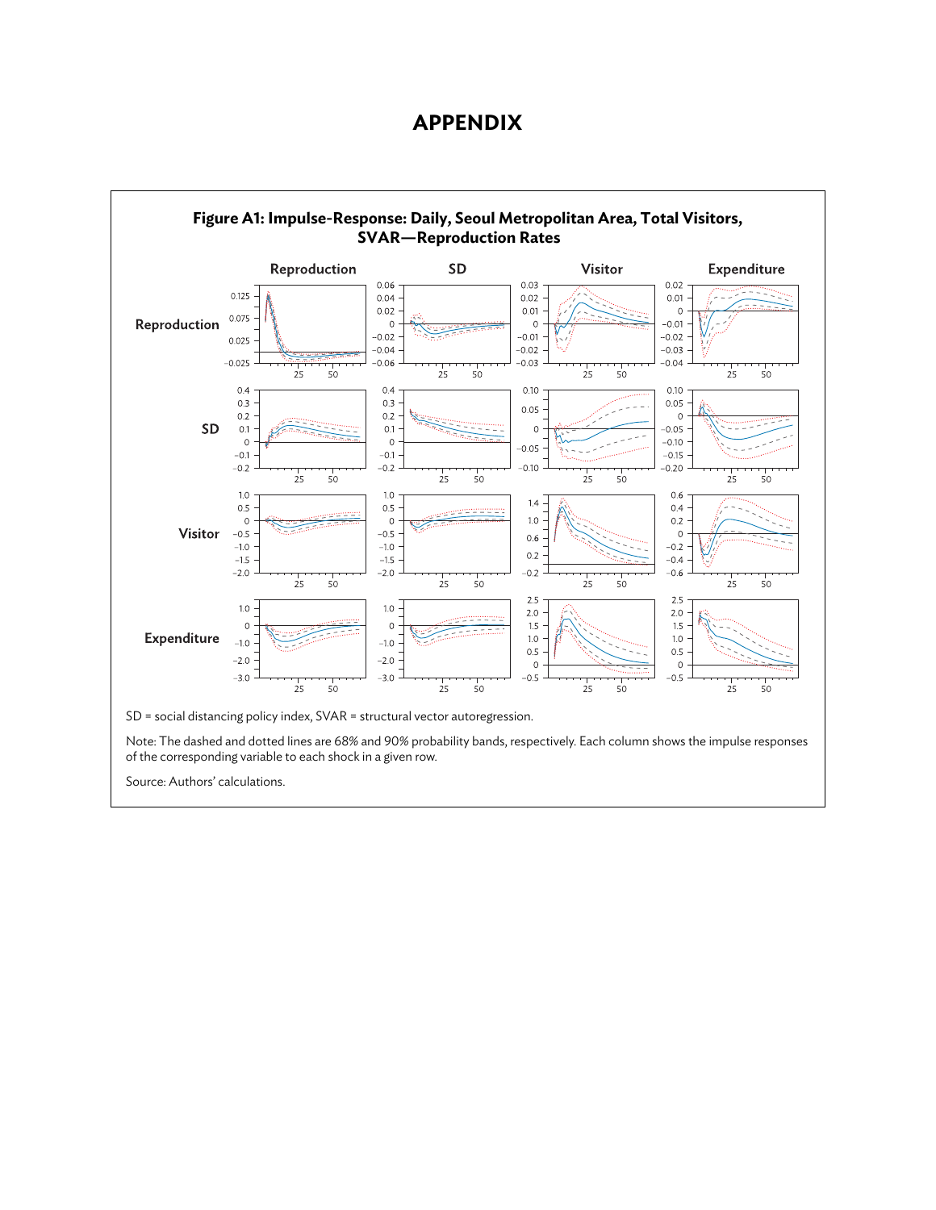# APPENDIX

**Figure A1: Impulse-Response: Daily, Seoul Metropolitan Area, Total Visitors, SVAR—Reproduction Rates**

SD = social distancing policy index, SVAR = structural vector autoregression.

Note: The dashed and dotted lines are 68% and 90% probability bands, respectively. Each column shows the impulse responses of the corresponding variable to each shock in a given row.

Source: Authors' calculations.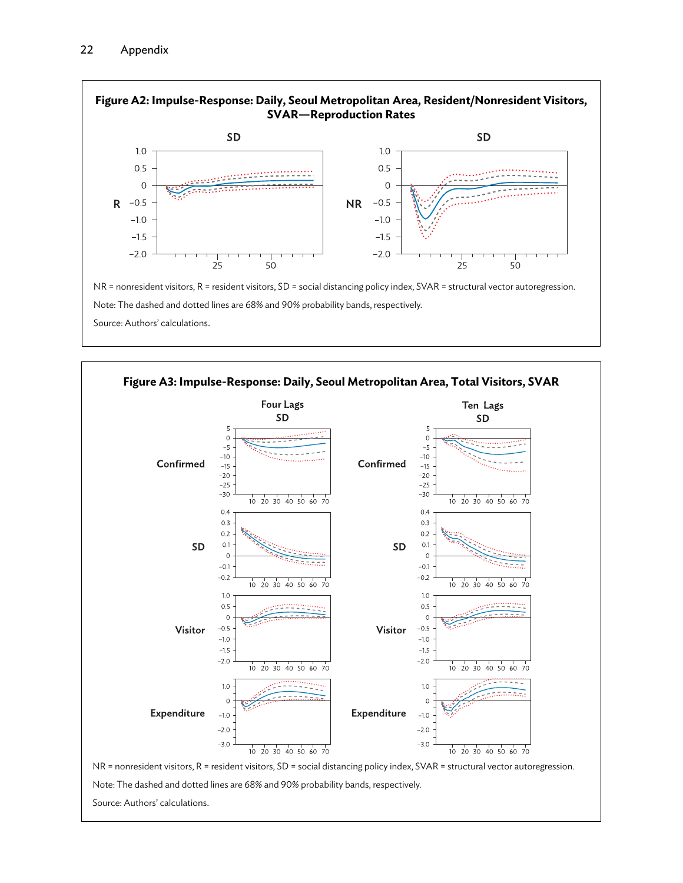**Figure A2: Impulse-Response: Daily, Seoul Metropolitan Area, Resident/Nonresident Visitors, SVAR—Reproduction Rates**

NR = nonresident visitors, R = resident visitors, SD = social distancing policy index, SVAR = structural vector autoregression.

Note: The dashed and dotted lines are 68% and 90% probability bands, respectively.

Source: Authors' calculations.

**Figure A3: Impulse-Response: Daily, Seoul Metropolitan Area, Total Visitors, SVAR**

NR = nonresident visitors, R = resident visitors, SD = social distancing policy index, SVAR = structural vector autoregression.

Note: The dashed and dotted lines are 68% and 90% probability bands, respectively.

Source: Authors' calculations.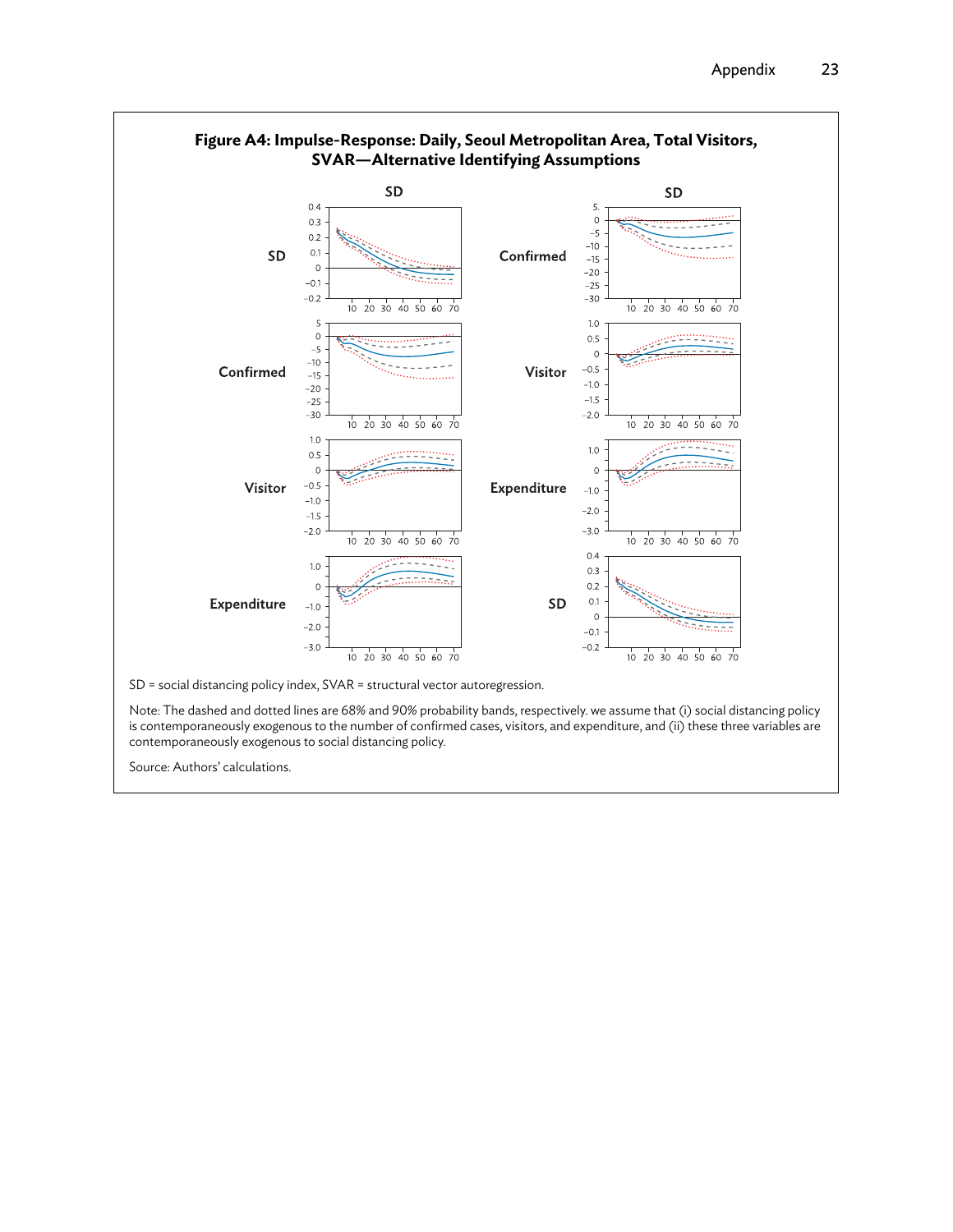**Figure A4: Impulse-Response: Daily, Seoul Metropolitan Area, Total Visitors, SVAR—Alternative Identifying Assumptions**

SD = social distancing policy index, SVAR = structural vector autoregression.

Note: The dashed and dotted lines are 68% and 90% probability bands, respectively. we assume that (i) social distancing policy is contemporaneously exogenous to the number of confirmed cases, visitors, and expenditure, and (ii) these three variables are contemporaneously exogenous to social distancing policy.

Source: Authors' calculations.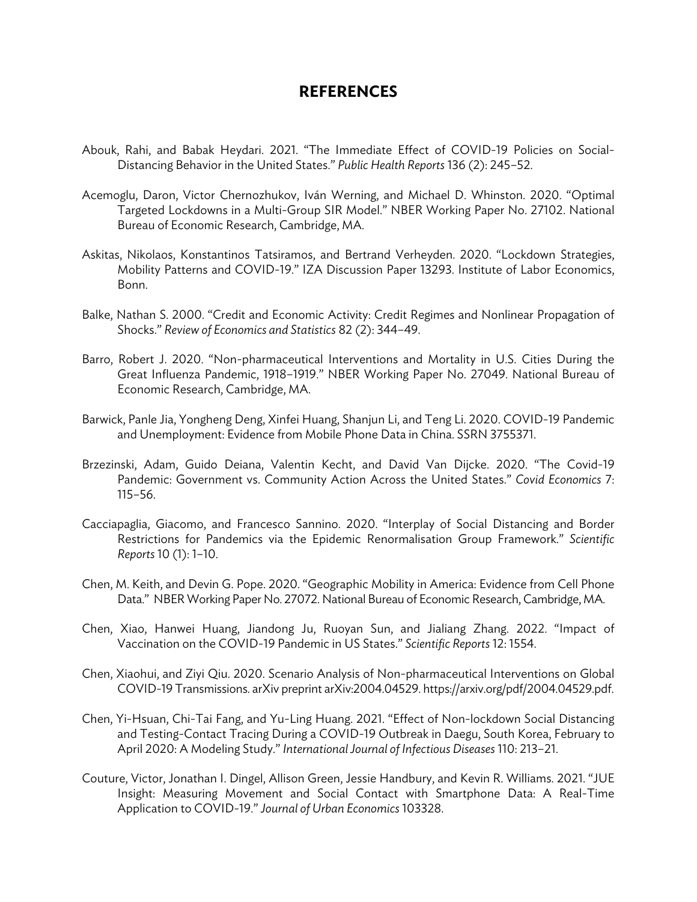## REFERENCES

Abouk, Rahi, and Babak Heydari. 2021. "The Immediate Effect of COVID-19 Policies on Social-Distancing Behavior in the United States." *Public Health Reports* 136 (2): 245–52.

Acemoglu, Daron, Victor Chernozhukov, Iván Werning, and Michael D. Whinston. 2020. "Optimal Targeted Lockdowns in a Multi-Group SIR Model." NBER Working Paper No. 27102. National Bureau of Economic Research, Cambridge, MA.

Askitas, Nikolaos, Konstantinos Tatsiramos, and Bertrand Verheyden. 2020. "Lockdown Strategies, Mobility Patterns and COVID-19." IZA Discussion Paper 13293. Institute of Labor Economics, Bonn.

Balke, Nathan S. 2000. "Credit and Economic Activity: Credit Regimes and Nonlinear Propagation of Shocks." *Review of Economics and Statistics* 82 (2): 344–49.

Barro, Robert J. 2020. "Non-pharmaceutical Interventions and Mortality in U.S. Cities During the Great Influenza Pandemic, 1918–1919." NBER Working Paper No. 27049. National Bureau of Economic Research, Cambridge, MA.

Barwick, Panle Jia, Yongheng Deng, Xinfei Huang, Shanjun Li, and Teng Li. 2020. COVID-19 Pandemic and Unemployment: Evidence from Mobile Phone Data in China. SSRN 3755371.

Brzezinski, Adam, Guido Deiana, Valentin Kecht, and David Van Dijcke. 2020. "The Covid-19 Pandemic: Government vs. Community Action Across the United States." *Covid Economics* 7: 115–56.

Cacciapaglia, Giacomo, and Francesco Sannino. 2020. "Interplay of Social Distancing and Border Restrictions for Pandemics via the Epidemic Renormalisation Group Framework." *Scientific Reports* 10 (1): 1–10.

Chen, M. Keith, and Devin G. Pope. 2020. "Geographic Mobility in America: Evidence from Cell Phone Data." NBER Working Paper No. 27072. National Bureau of Economic Research, Cambridge, MA.

Chen, Xiao, Hanwei Huang, Jiandong Ju, Ruoyan Sun, and Jialiang Zhang. 2022. "Impact of Vaccination on the COVID-19 Pandemic in US States." *Scientific Reports* 12: 1554.

Chen, Xiaohui, and Ziyi Qiu. 2020. Scenario Analysis of Non-pharmaceutical Interventions on Global COVID-19 Transmissions. arXiv preprint arXiv:2004.04529. https://arxiv.org/pdf/2004.04529.pdf.

Chen, Yi-Hsuan, Chi-Tai Fang, and Yu-Ling Huang. 2021. "Effect of Non-lockdown Social Distancing and Testing-Contact Tracing During a COVID-19 Outbreak in Daegu, South Korea, February to April 2020: A Modeling Study." *International Journal of Infectious Diseases* 110: 213–21.

Couture, Victor, Jonathan I. Dingel, Allison Green, Jessie Handbury, and Kevin R. Williams. 2021. "JUE Insight: Measuring Movement and Social Contact with Smartphone Data: A Real-Time Application to COVID-19." *Journal of Urban Economics* 103328.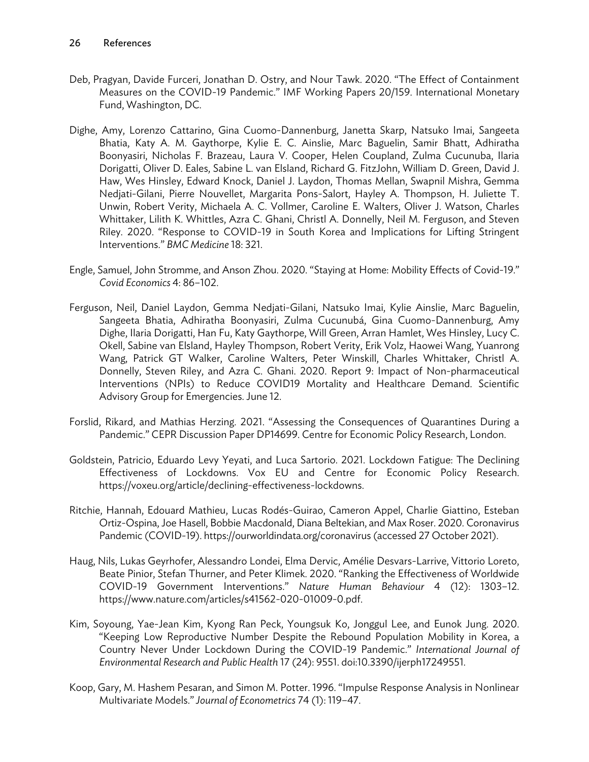Deb, Pragyan, Davide Furceri, Jonathan D. Ostry, and Nour Tawk. 2020. "The Effect of Containment Measures on the COVID-19 Pandemic." IMF Working Papers 20/159. International Monetary Fund, Washington, DC.

Dighe, Amy, Lorenzo Cattarino, Gina Cuomo-Dannenburg, Janetta Skarp, Natsuko Imai, Sangeeta Bhatia, Katy A. M. Gaythorpe, Kylie E. C. Ainslie, Marc Baguelin, Samir Bhatt, Adhiratha Boonyasiri, Nicholas F. Brazeau, Laura V. Cooper, Helen Coupland, Zulma Cucunuba, Ilaria Dorigatti, Oliver D. Eales, Sabine L. van Elsland, Richard G. FitzJohn, William D. Green, David J. Haw, Wes Hinsley, Edward Knock, Daniel J. Laydon, Thomas Mellan, Swapnil Mishra, Gemma Nedjati-Gilani, Pierre Nouvellet, Margarita Pons-Salort, Hayley A. Thompson, H. Juliette T. Unwin, Robert Verity, Michaela A. C. Vollmer, Caroline E. Walters, Oliver J. Watson, Charles Whittaker, Lilith K. Whittles, Azra C. Ghani, Christl A. Donnelly, Neil M. Ferguson, and Steven Riley. 2020. "Response to COVID-19 in South Korea and Implications for Lifting Stringent Interventions." *BMC Medicine* 18: 321.

Engle, Samuel, John Stromme, and Anson Zhou. 2020. "Staying at Home: Mobility Effects of Covid-19." *Covid Economics* 4: 86–102.

Ferguson, Neil, Daniel Laydon, Gemma Nedjati-Gilani, Natsuko Imai, Kylie Ainslie, Marc Baguelin, Sangeeta Bhatia, Adhiratha Boonyasiri, Zulma Cucunubá, Gina Cuomo-Dannenburg, Amy Dighe, Ilaria Dorigatti, Han Fu, Katy Gaythorpe, Will Green, Arran Hamlet, Wes Hinsley, Lucy C. Okell, Sabine van Elsland, Hayley Thompson, Robert Verity, Erik Volz, Haowei Wang, Yuanrong Wang, Patrick GT Walker, Caroline Walters, Peter Winskill, Charles Whittaker, Christl A. Donnelly, Steven Riley, and Azra C. Ghani. 2020. Report 9: Impact of Non-pharmaceutical Interventions (NPIs) to Reduce COVID19 Mortality and Healthcare Demand. Scientific Advisory Group for Emergencies. June 12.

Forslid, Rikard, and Mathias Herzing. 2021. "Assessing the Consequences of Quarantines During a Pandemic." CEPR Discussion Paper DP14699. Centre for Economic Policy Research, London.

Goldstein, Patricio, Eduardo Levy Yeyati, and Luca Sartorio. 2021. Lockdown Fatigue: The Declining Effectiveness of Lockdowns. Vox EU and Centre for Economic Policy Research. https://voxeu.org/article/declining-effectiveness-lockdowns.

Ritchie, Hannah, Edouard Mathieu, Lucas Rodés-Guirao, Cameron Appel, Charlie Giattino, Esteban Ortiz-Ospina, Joe Hasell, Bobbie Macdonald, Diana Beltekian, and Max Roser. 2020. Coronavirus Pandemic (COVID-19). https://ourworldindata.org/coronavirus (accessed 27 October 2021).

Haug, Nils, Lukas Geyrhofer, Alessandro Londei, Elma Dervic, Amélie Desvars-Larrive, Vittorio Loreto, Beate Pinior, Stefan Thurner, and Peter Klimek. 2020. "Ranking the Effectiveness of Worldwide COVID-19 Government Interventions." *Nature Human Behaviour* 4 (12): 1303–12. https://www.nature.com/articles/s41562-020-01009-0.pdf.

Kim, Soyoung, Yae-Jean Kim, Kyong Ran Peck, Youngsuk Ko, Jonggul Lee, and Eunok Jung. 2020. "Keeping Low Reproductive Number Despite the Rebound Population Mobility in Korea, a Country Never Under Lockdown During the COVID-19 Pandemic." *International Journal of Environmental Research and Public Health* 17 (24): 9551. doi:10.3390/ijerph17249551.

Koop, Gary, M. Hashem Pesaran, and Simon M. Potter. 1996. "Impulse Response Analysis in Nonlinear Multivariate Models." *Journal of Econometrics* 74 (1): 119–47.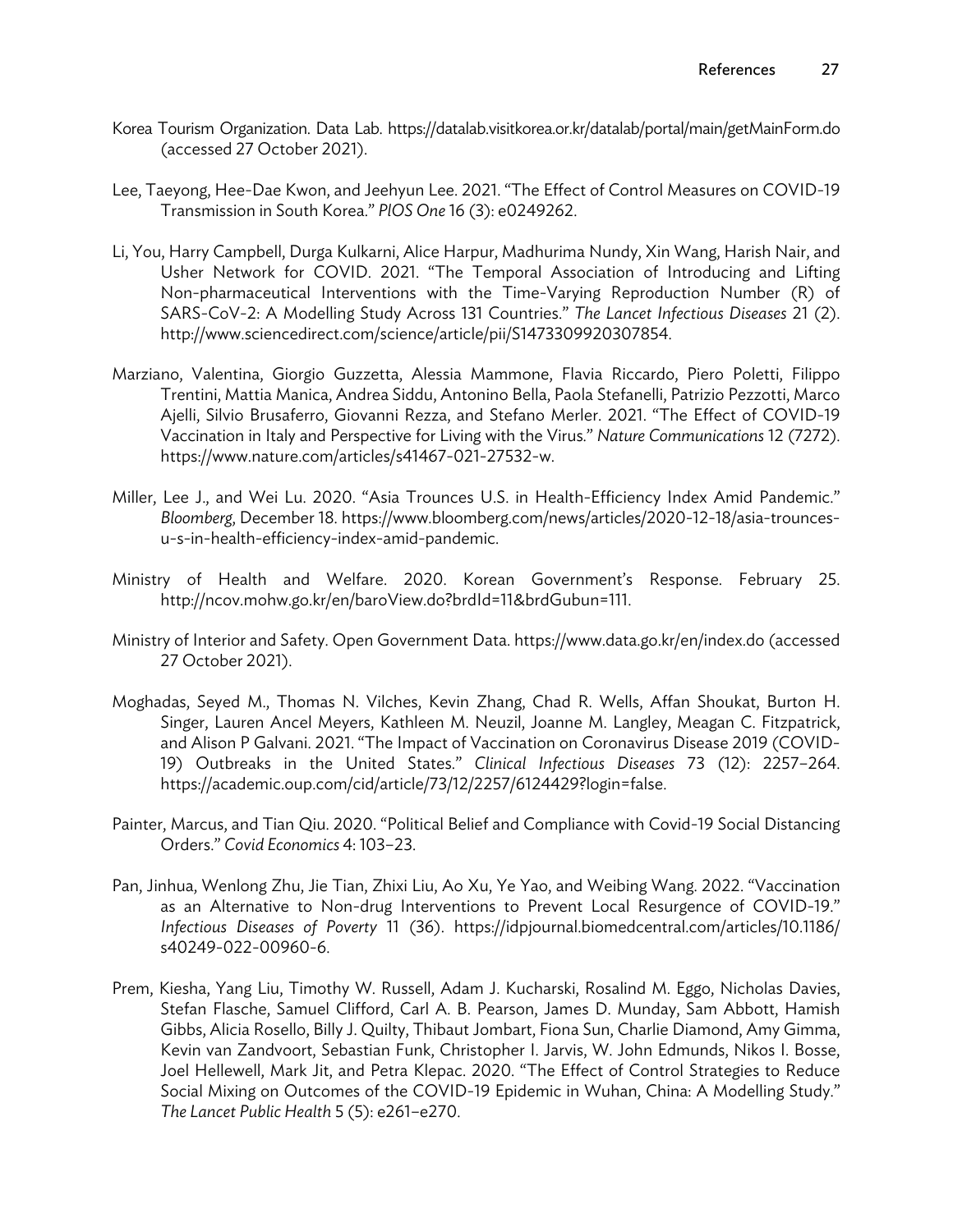Korea Tourism Organization. Data Lab. https://datalab.visitkorea.or.kr/datalab/portal/main/getMainForm.do (accessed 27 October 2021).

Lee, Taeyong, Hee-Dae Kwon, and Jeehyun Lee. 2021. "The Effect of Control Measures on COVID-19 Transmission in South Korea." *PlOS One* 16 (3): e0249262.

Li, You, Harry Campbell, Durga Kulkarni, Alice Harpur, Madhurima Nundy, Xin Wang, Harish Nair, and Usher Network for COVID. 2021. "The Temporal Association of Introducing and Lifting Non-pharmaceutical Interventions with the Time-Varying Reproduction Number (R) of SARS-CoV-2: A Modelling Study Across 131 Countries." *The Lancet Infectious Diseases* 21 (2). http://www.sciencedirect.com/science/article/pii/S1473309920307854.

Marziano, Valentina, Giorgio Guzzetta, Alessia Mammone, Flavia Riccardo, Piero Poletti, Filippo Trentini, Mattia Manica, Andrea Siddu, Antonino Bella, Paola Stefanelli, Patrizio Pezzotti, Marco Ajelli, Silvio Brusaferro, Giovanni Rezza, and Stefano Merler. 2021. "The Effect of COVID-19 Vaccination in Italy and Perspective for Living with the Virus." *Nature Communications* 12 (7272). https://www.nature.com/articles/s41467-021-27532-w.

Miller, Lee J., and Wei Lu. 2020. "Asia Trounces U.S. in Health-Efficiency Index Amid Pandemic." *Bloomberg*, December 18. https://www.bloomberg.com/news/articles/2020-12-18/asia-trounces-u-s-in-health-efficiency-index-amid-pandemic.

Ministry of Health and Welfare. 2020. Korean Government's Response. February 25. http://ncov.mohw.go.kr/en/baroView.do?brdId=11&brdGubun=111.

Ministry of Interior and Safety. Open Government Data. https://www.data.go.kr/en/index.do (accessed 27 October 2021).

Moghadas, Seyed M., Thomas N. Vilches, Kevin Zhang, Chad R. Wells, Affan Shoukat, Burton H. Singer, Lauren Ancel Meyers, Kathleen M. Neuzil, Joanne M. Langley, Meagan C. Fitzpatrick, and Alison P Galvani. 2021. "The Impact of Vaccination on Coronavirus Disease 2019 (COVID-19) Outbreaks in the United States." *Clinical Infectious Diseases* 73 (12): 2257–264. https://academic.oup.com/cid/article/73/12/2257/6124429?login=false.

Painter, Marcus, and Tian Qiu. 2020. "Political Belief and Compliance with Covid-19 Social Distancing Orders." *Covid Economics* 4: 103–23.

Pan, Jinhua, Wenlong Zhu, Jie Tian, Zhixi Liu, Ao Xu, Ye Yao, and Weibing Wang. 2022. "Vaccination as an Alternative to Non-drug Interventions to Prevent Local Resurgence of COVID-19." *Infectious Diseases of Poverty* 11 (36). https://idpjournal.biomedcentral.com/articles/10.1186/s40249-022-00960-6.

Prem, Kiesha, Yang Liu, Timothy W. Russell, Adam J. Kucharski, Rosalind M. Eggo, Nicholas Davies, Stefan Flasche, Samuel Clifford, Carl A. B. Pearson, James D. Munday, Sam Abbott, Hamish Gibbs, Alicia Rosello, Billy J. Quilty, Thibaut Jombart, Fiona Sun, Charlie Diamond, Amy Gimma, Kevin van Zandvoort, Sebastian Funk, Christopher I. Jarvis, W. John Edmunds, Nikos I. Bosse, Joel Hellewell, Mark Jit, and Petra Klepac. 2020. "The Effect of Control Strategies to Reduce Social Mixing on Outcomes of the COVID-19 Epidemic in Wuhan, China: A Modelling Study." *The Lancet Public Health* 5 (5): e261–e270.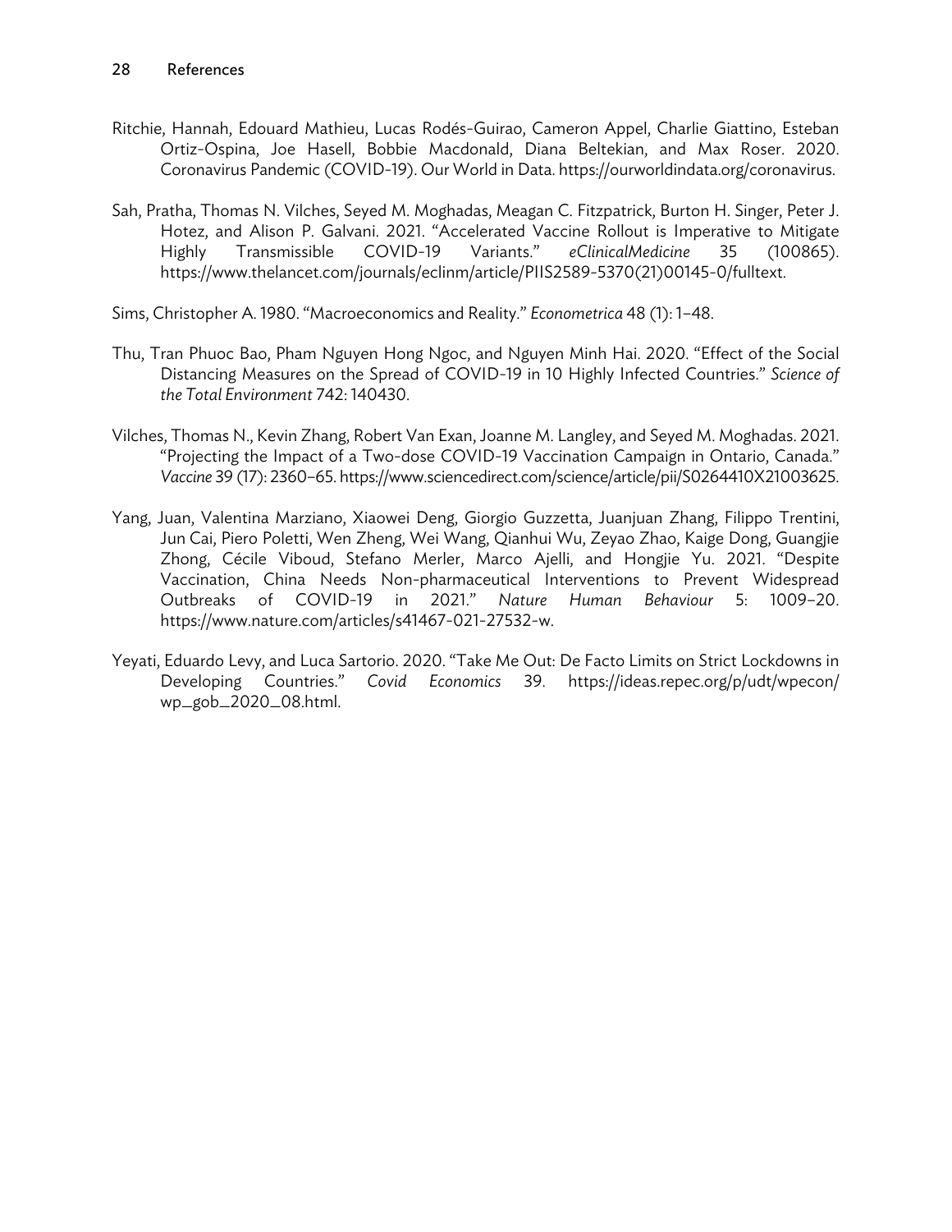Ritchie, Hannah, Edouard Mathieu, Lucas Rodés-Guirao, Cameron Appel, Charlie Giattino, Esteban Ortiz-Ospina, Joe Hasell, Bobbie Macdonald, Diana Beltekian, and Max Roser. 2020. Coronavirus Pandemic (COVID-19). Our World in Data. https://ourworldindata.org/coronavirus.

Sah, Pratha, Thomas N. Vilches, Seyed M. Moghadas, Meagan C. Fitzpatrick, Burton H. Singer, Peter J. Hotez, and Alison P. Galvani. 2021. "Accelerated Vaccine Rollout is Imperative to Mitigate Highly Transmissible COVID-19 Variants." *eClinicalMedicine* 35 (100865). https://www.thelancet.com/journals/eclinm/article/PIIS2589-5370(21)00145-0/fulltext.

Sims, Christopher A. 1980. "Macroeconomics and Reality." *Econometrica* 48 (1): 1–48.

Thu, Tran Phuoc Bao, Pham Nguyen Hong Ngoc, and Nguyen Minh Hai. 2020. "Effect of the Social Distancing Measures on the Spread of COVID-19 in 10 Highly Infected Countries." *Science of the Total Environment* 742: 140430.

Vilches, Thomas N., Kevin Zhang, Robert Van Exan, Joanne M. Langley, and Seyed M. Moghadas. 2021. "Projecting the Impact of a Two-dose COVID-19 Vaccination Campaign in Ontario, Canada." *Vaccine* 39 (17): 2360–65. https://www.sciencedirect.com/science/article/pii/S0264410X21003625.

Yang, Juan, Valentina Marziano, Xiaowei Deng, Giorgio Guzzetta, Juanjuan Zhang, Filippo Trentini, Jun Cai, Piero Poletti, Wen Zheng, Wei Wang, Qianhui Wu, Zeyao Zhao, Kaige Dong, Guangjie Zhong, Cécile Viboud, Stefano Merler, Marco Ajelli, and Hongjie Yu. 2021. "Despite Vaccination, China Needs Non-pharmaceutical Interventions to Prevent Widespread Outbreaks of COVID-19 in 2021." *Nature Human Behaviour* 5: 1009–20. https://www.nature.com/articles/s41467-021-27532-w.

Yeyati, Eduardo Levy, and Luca Sartorio. 2020. "Take Me Out: De Facto Limits on Strict Lockdowns in Developing Countries." *Covid Economics* 39. https://ideas.repec.org/p/udt/wpecon/wp_gob_2020_08.html.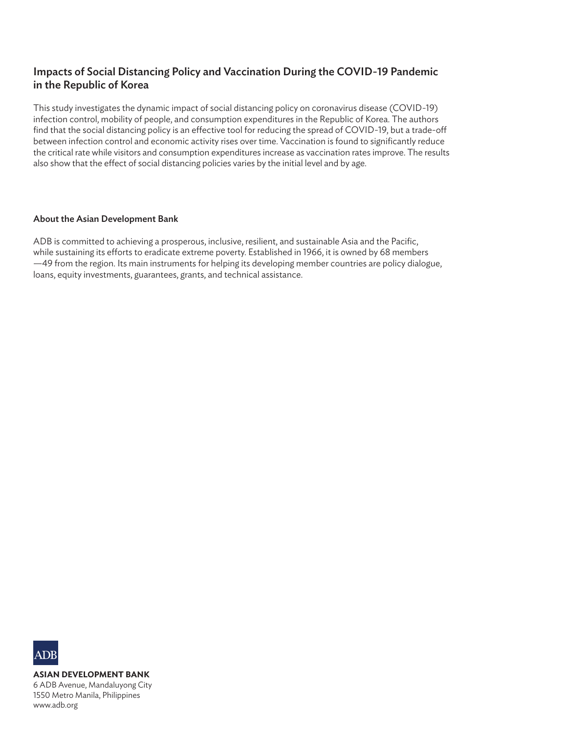## Impacts of Social Distancing Policy and Vaccination During the COVID-19 Pandemic in the Republic of Korea

This study investigates the dynamic impact of social distancing policy on coronavirus disease (COVID-19) infection control, mobility of people, and consumption expenditures in the Republic of Korea. The authors find that the social distancing policy is an effective tool for reducing the spread of COVID-19, but a trade-off between infection control and economic activity rises over time. Vaccination is found to significantly reduce the critical rate while visitors and consumption expenditures increase as vaccination rates improve. The results also show that the effect of social distancing policies varies by the initial level and by age.

### About the Asian Development Bank

ADB is committed to achieving a prosperous, inclusive, resilient, and sustainable Asia and the Pacific, while sustaining its efforts to eradicate extreme poverty. Established in 1966, it is owned by 68 members —49 from the region. Its main instruments for helping its developing member countries are policy dialogue, loans, equity investments, guarantees, grants, and technical assistance.

ADB

**ASIAN DEVELOPMENT BANK**
6 ADB Avenue, Mandaluyong City
1550 Metro Manila, Philippines
www.adb.org